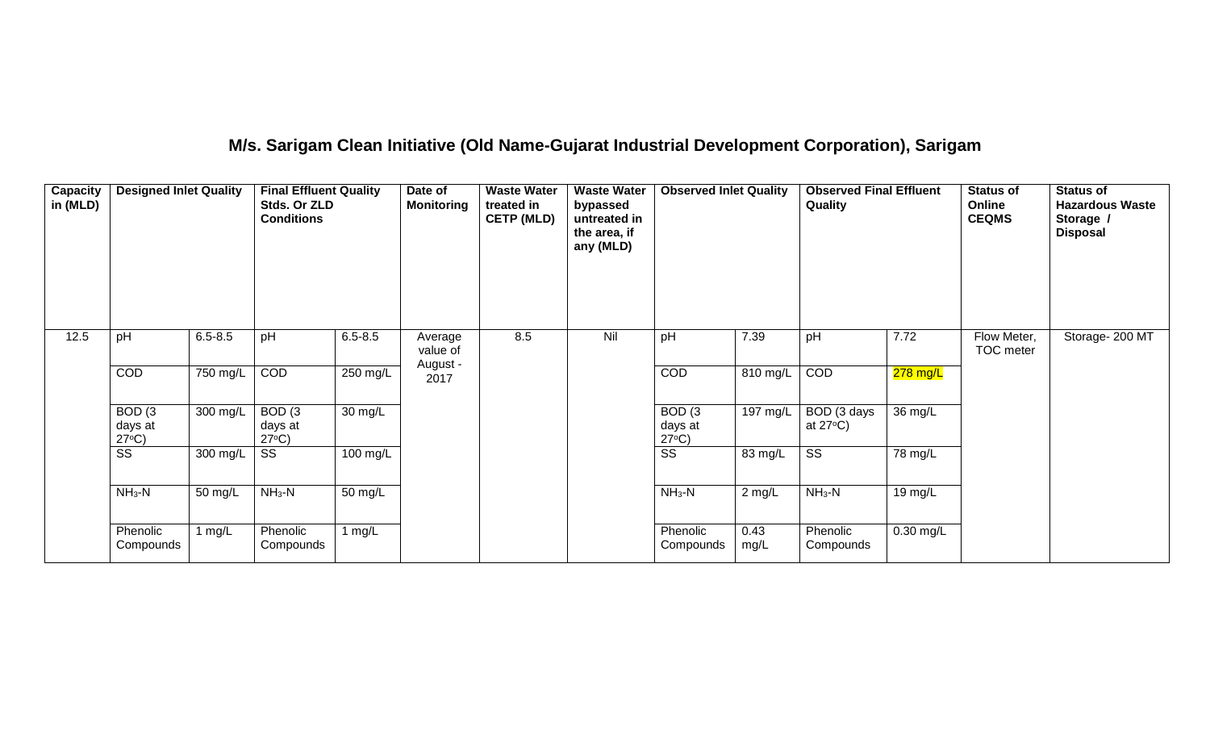# M/s. Sarigam Clean Initiative (Old Name-Gujarat Industrial Development Corporation), Sarigam

| Capacity in (MLD) | Designed Inlet Quality | | Final Effluent Quality Stds. Or ZLD Conditions | | Date of Monitoring | Waste Water treated in CETP (MLD) | Waste Water bypassed untreated in the area, if any (MLD) | Observed Inlet Quality | | Observed Final Effluent Quality | | Status of Online CEQMS | Status of Hazardous Waste Storage / Disposal |
|---|---|---|---|---|---|---|---|---|---|---|---|---|---|
| 12.5 | pH | 6.5-8.5 | pH | 6.5-8.5 | Average value of August - 2017 | 8.5 | Nil | pH | 7.39 | pH | 7.72 | Flow Meter, TOC meter | Storage- 200 MT |
| | COD | 750 mg/L | COD | 250 mg/L | | | | COD | 810 mg/L | COD | 278 mg/L | | |
| | BOD (3 days at 27°C) | 300 mg/L | BOD (3 days at 27°C) | 30 mg/L | | | | BOD (3 days at 27°C) | 197 mg/L | BOD (3 days at 27°C) | 36 mg/L | | |
| | SS | 300 mg/L | SS | 100 mg/L | | | | SS | 83 mg/L | SS | 78 mg/L | | |
| | $NH_3$-N | 50 mg/L | $NH_3$-N | 50 mg/L | | | | $NH_3$-N | 2 mg/L | $NH_3$-N | 19 mg/L | | |
| | Phenolic Compounds | 1 mg/L | Phenolic Compounds | 1 mg/L | | | | Phenolic Compounds | 0.43 mg/L | Phenolic Compounds | 0.30 mg/L | | |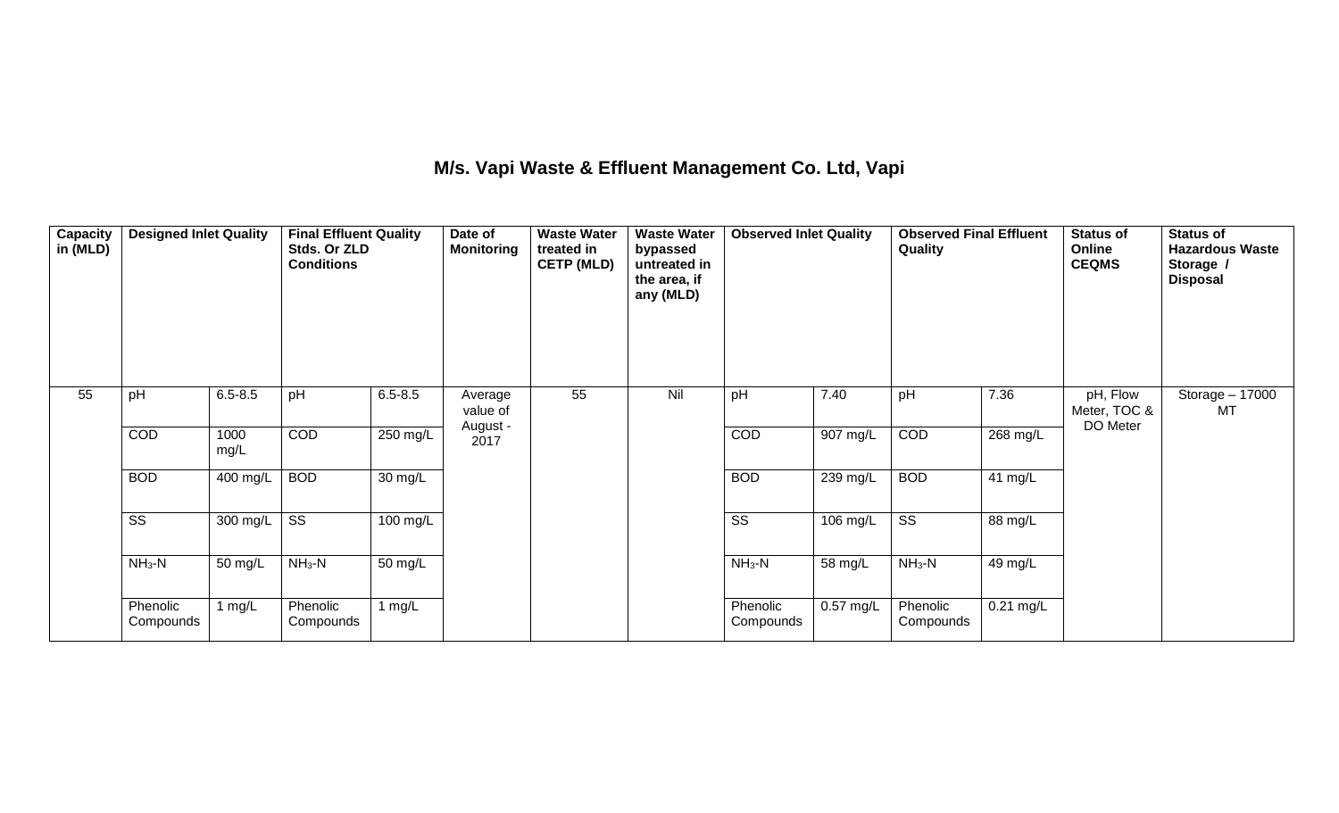# M/s. Vapi Waste & Effluent Management Co. Ltd, Vapi

| Capacity in (MLD) | Designed Inlet Quality | | Final Effluent Quality Stds. Or ZLD Conditions | | Date of Monitoring | Waste Water treated in CETP (MLD) | Waste Water bypassed untreated in the area, if any (MLD) | Observed Inlet Quality | | Observed Final Effluent Quality | | Status of Online CEQMS | Status of Hazardous Waste Storage / Disposal |
|---|---|---|---|---|---|---|---|---|---|---|---|---|---|
| 55 | pH | 6.5-8.5 | pH | 6.5-8.5 | Average value of August - 2017 | 55 | Nil | pH | 7.40 | pH | 7.36 | pH, Flow Meter, TOC & DO Meter | Storage – 17000 MT |
| | COD | 1000 mg/L | COD | 250 mg/L | | | | COD | 907 mg/L | COD | 268 mg/L | | |
| | BOD | 400 mg/L | BOD | 30 mg/L | | | | BOD | 239 mg/L | BOD | 41 mg/L | | |
| | SS | 300 mg/L | SS | 100 mg/L | | | | SS | 106 mg/L | SS | 88 mg/L | | |
| | $NH_3$-N | 50 mg/L | $NH_3$-N | 50 mg/L | | | | $NH_3$-N | 58 mg/L | $NH_3$-N | 49 mg/L | | |
| | Phenolic Compounds | 1 mg/L | Phenolic Compounds | 1 mg/L | | | | Phenolic Compounds | 0.57 mg/L | Phenolic Compounds | 0.21 mg/L | | |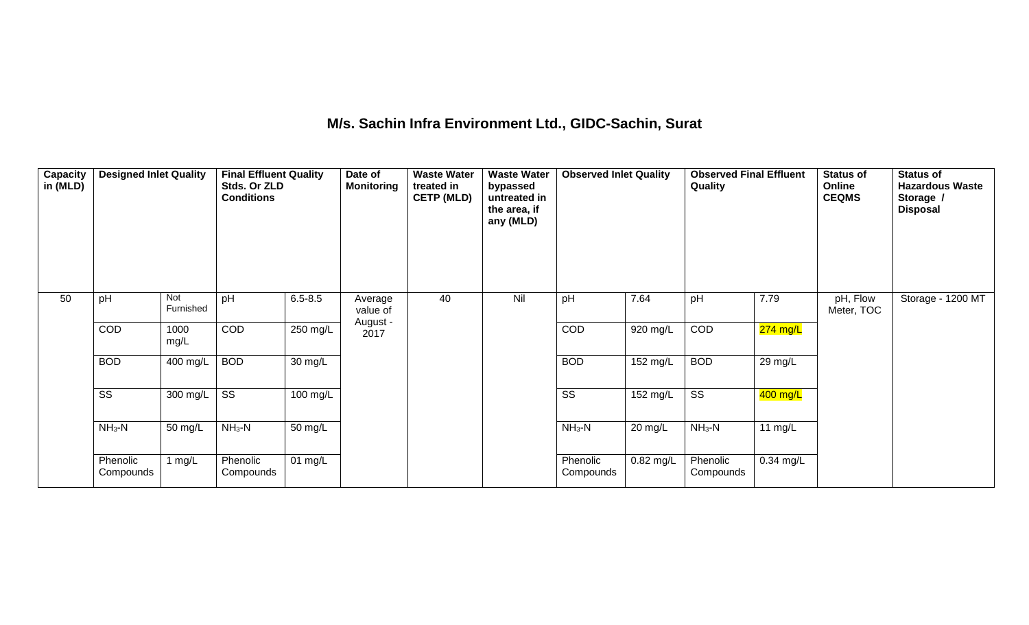# M/s. Sachin Infra Environment Ltd., GIDC-Sachin, Surat

| Capacity in (MLD) | Designed Inlet Quality | | Final Effluent Quality Stds. Or ZLD Conditions | | Date of Monitoring | Waste Water treated in CETP (MLD) | Waste Water bypassed untreated in the area, if any (MLD) | Observed Inlet Quality | | Observed Final Effluent Quality | | Status of Online CEQMS | Status of Hazardous Waste Storage / Disposal |
|---|---|---|---|---|---|---|---|---|---|---|---|---|---|
| 50 | pH | Not Furnished | pH | 6.5-8.5 | Average value of August - 2017 | 40 | Nil | pH | 7.64 | pH | 7.79 | pH, Flow Meter, TOC | Storage - 1200 MT |
| | COD | 1000 mg/L | COD | 250 mg/L | | | | COD | 920 mg/L | COD | 274 mg/L | | |
| | BOD | 400 mg/L | BOD | 30 mg/L | | | | BOD | 152 mg/L | BOD | 29 mg/L | | |
| | SS | 300 mg/L | SS | 100 mg/L | | | | SS | 152 mg/L | SS | 400 mg/L | | |
| | $NH_3$-N | 50 mg/L | $NH_3$-N | 50 mg/L | | | | $NH_3$-N | 20 mg/L | $NH_3$-N | 11 mg/L | | |
| | Phenolic Compounds | 1 mg/L | Phenolic Compounds | 01 mg/L | | | | Phenolic Compounds | 0.82 mg/L | Phenolic Compounds | 0.34 mg/L | | |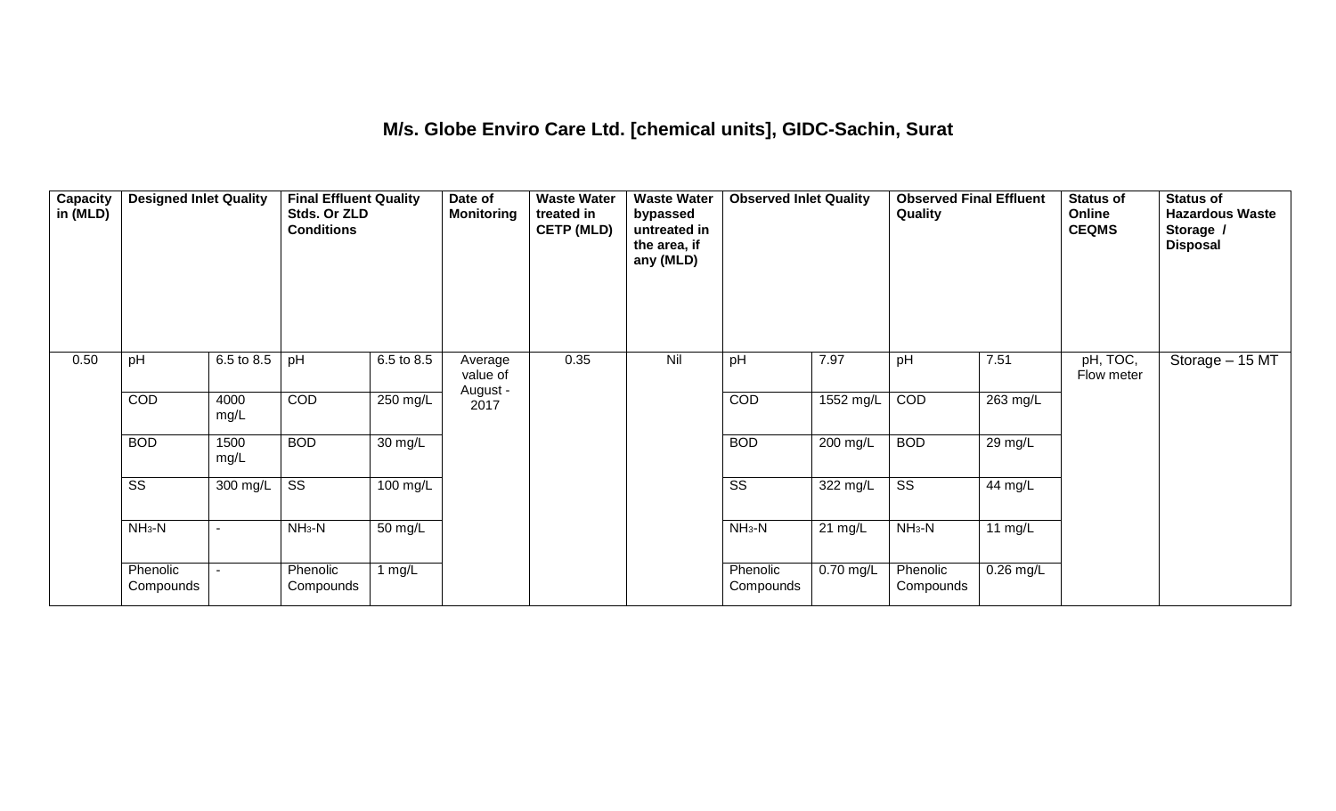## M/s. Globe Enviro Care Ltd. [chemical units], GIDC-Sachin, Surat

| Capacity in (MLD) | Designed Inlet Quality | | Final Effluent Quality Stds. Or ZLD Conditions | | Date of Monitoring | Waste Water treated in CETP (MLD) | Waste Water bypassed untreated in the area, if any (MLD) | Observed Inlet Quality | | Observed Final Effluent Quality | | Status of Online CEQMS | Status of Hazardous Waste Storage / Disposal |
|---|---|---|---|---|---|---|---|---|---|---|---|---|---|
| 0.50 | pH | 6.5 to 8.5 | pH | 6.5 to 8.5 | Average value of August - 2017 | 0.35 | Nil | pH | 7.97 | pH | 7.51 | pH, TOC, Flow meter | Storage – 15 MT |
| | COD | 4000 mg/L | COD | 250 mg/L | | | | COD | 1552 mg/L | COD | 263 mg/L | | |
| | BOD | 1500 mg/L | BOD | 30 mg/L | | | | BOD | 200 mg/L | BOD | 29 mg/L | | |
| | SS | 300 mg/L | SS | 100 mg/L | | | | SS | 322 mg/L | SS | 44 mg/L | | |
| | $NH_3$-N | - | $NH_3$-N | 50 mg/L | | | | $NH_3$-N | 21 mg/L | $NH_3$-N | 11 mg/L | | |
| | Phenolic Compounds | - | Phenolic Compounds | 1 mg/L | | | | Phenolic Compounds | 0.70 mg/L | Phenolic Compounds | 0.26 mg/L | | |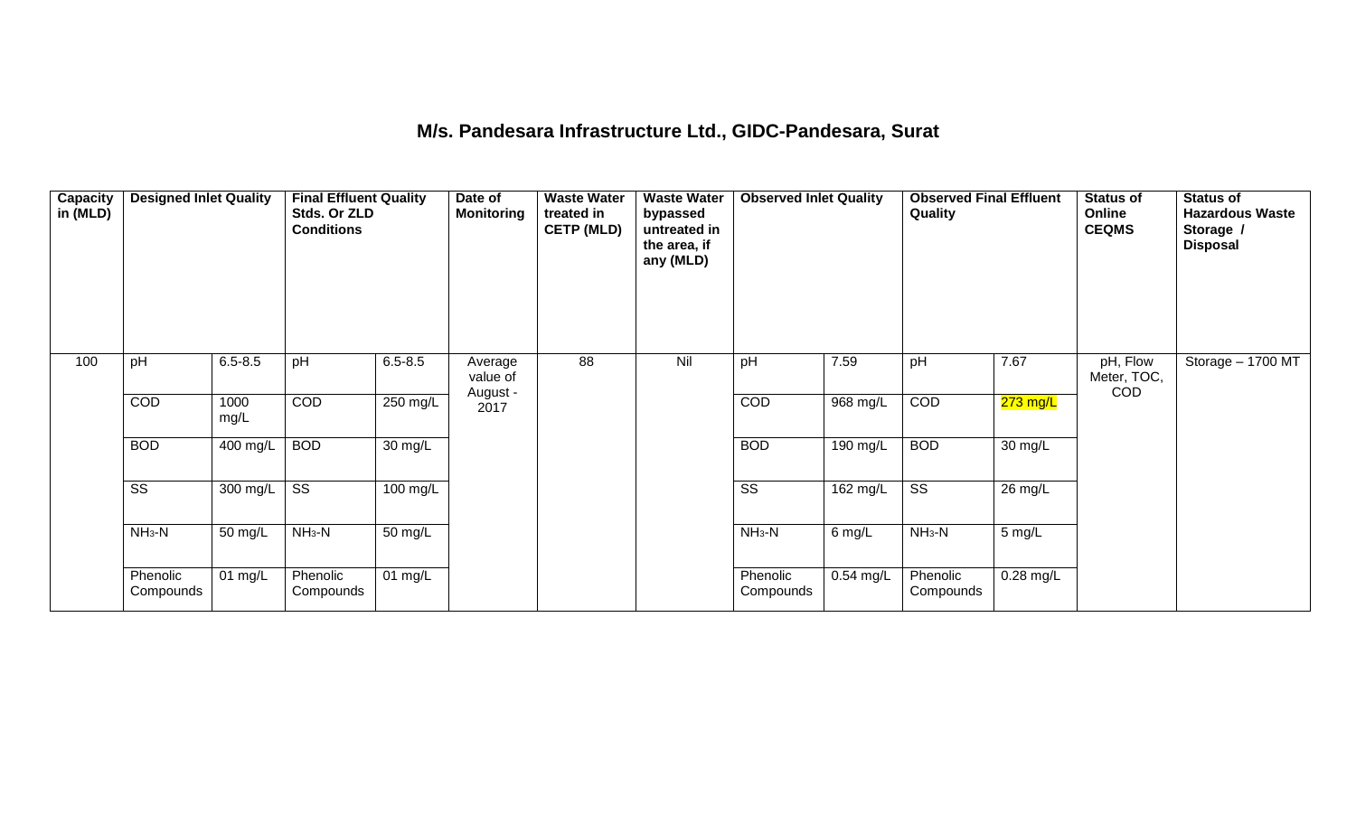## M/s. Pandesara Infrastructure Ltd., GIDC-Pandesara, Surat

| Capacity in (MLD) | Designed Inlet Quality | | Final Effluent Quality Stds. Or ZLD Conditions | | Date of Monitoring | Waste Water treated in CETP (MLD) | Waste Water bypassed untreated in the area, if any (MLD) | Observed Inlet Quality | | Observed Final Effluent Quality | | Status of Online CEQMS | Status of Hazardous Waste Storage / Disposal |
|---|---|---|---|---|---|---|---|---|---|---|---|---|---|
| 100 | pH | 6.5-8.5 | pH | 6.5-8.5 | Average value of August - 2017 | 88 | Nil | pH | 7.59 | pH | 7.67 | pH, Flow Meter, TOC, COD | Storage – 1700 MT |
| | COD | 1000 mg/L | COD | 250 mg/L | | | | COD | 968 mg/L | COD | 273 mg/L | | |
| | BOD | 400 mg/L | BOD | 30 mg/L | | | | BOD | 190 mg/L | BOD | 30 mg/L | | |
| | SS | 300 mg/L | SS | 100 mg/L | | | | SS | 162 mg/L | SS | 26 mg/L | | |
| | $NH_3$-N | 50 mg/L | $NH_3$-N | 50 mg/L | | | | $NH_3$-N | 6 mg/L | $NH_3$-N | 5 mg/L | | |
| | Phenolic Compounds | 01 mg/L | Phenolic Compounds | 01 mg/L | | | | Phenolic Compounds | 0.54 mg/L | Phenolic Compounds | 0.28 mg/L | | |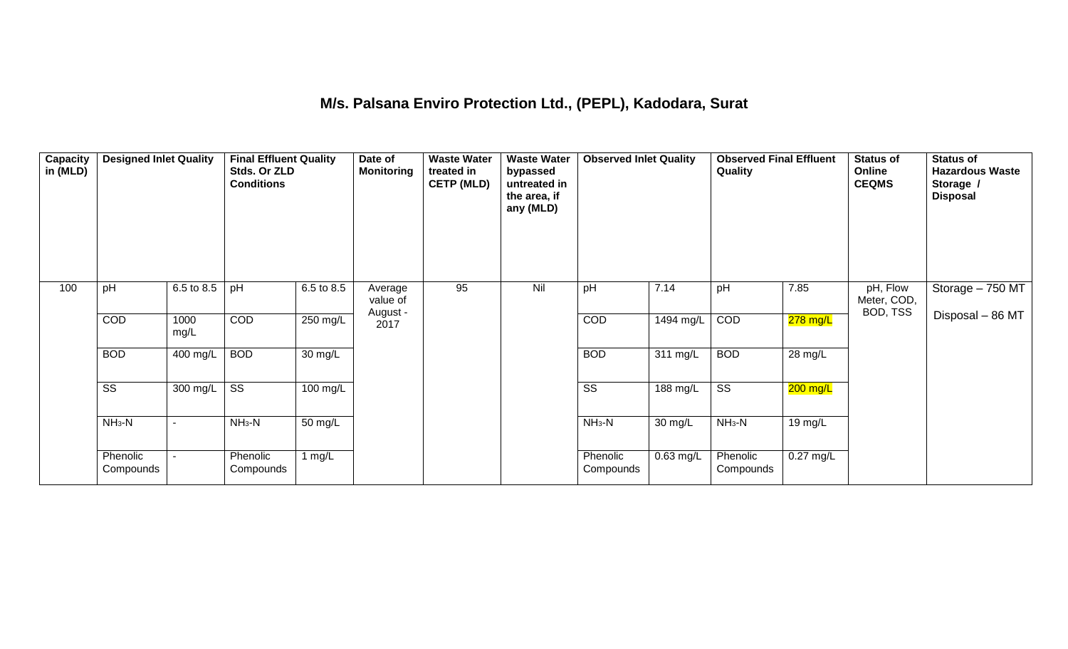# M/s. Palsana Enviro Protection Ltd., (PEPL), Kadodara, Surat

| Capacity in (MLD) | Designed Inlet Quality | | Final Effluent Quality Stds. Or ZLD Conditions | | Date of Monitoring | Waste Water treated in CETP (MLD) | Waste Water bypassed untreated in the area, if any (MLD) | Observed Inlet Quality | | Observed Final Effluent Quality | | Status of Online CEQMS | Status of Hazardous Waste Storage / Disposal |
|---|---|---|---|---|---|---|---|---|---|---|---|---|---|
| 100 | pH | 6.5 to 8.5 | pH | 6.5 to 8.5 | Average value of August - 2017 | 95 | Nil | pH | 7.14 | pH | 7.85 | pH, Flow Meter, COD, BOD, TSS | Storage – 750 MT<br>Disposal – 86 MT |
| | COD | 1000 mg/L | COD | 250 mg/L | | | | COD | 1494 mg/L | COD | 278 mg/L | | |
| | BOD | 400 mg/L | BOD | 30 mg/L | | | | BOD | 311 mg/L | BOD | 28 mg/L | | |
| | SS | 300 mg/L | SS | 100 mg/L | | | | SS | 188 mg/L | SS | 200 mg/L | | |
| | $NH_3$-N | - | $NH_3$-N | 50 mg/L | | | | $NH_3$-N | 30 mg/L | $NH_3$-N | 19 mg/L | | |
| | Phenolic Compounds | - | Phenolic Compounds | 1 mg/L | | | | Phenolic Compounds | 0.63 mg/L | Phenolic Compounds | 0.27 mg/L | | |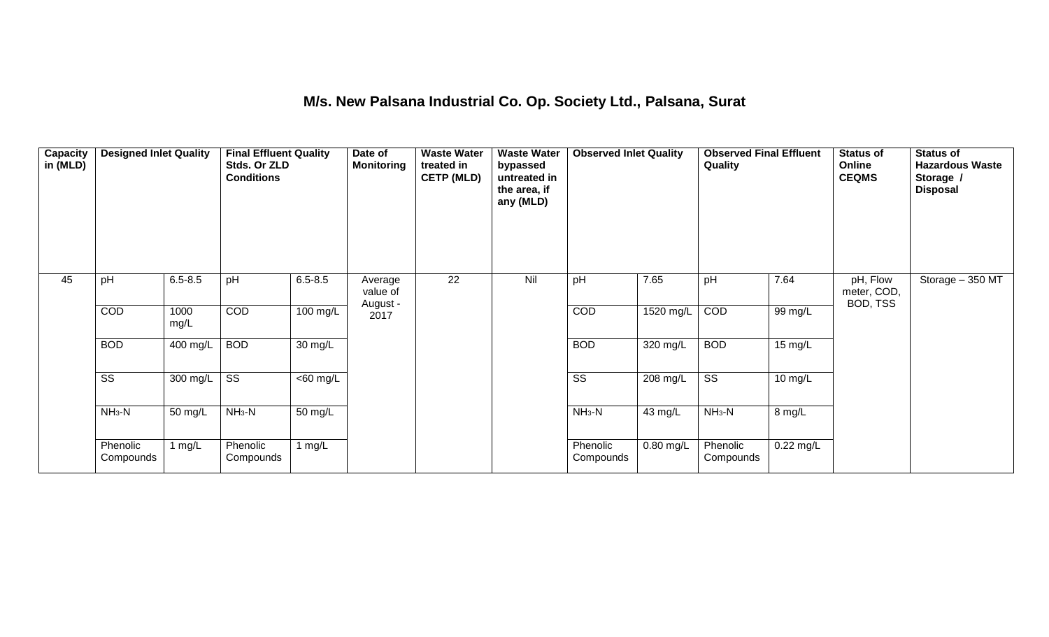# M/s. New Palsana Industrial Co. Op. Society Ltd., Palsana, Surat

| Capacity in (MLD) | Designed Inlet Quality | | Final Effluent Quality Stds. Or ZLD Conditions | | Date of Monitoring | Waste Water treated in CETP (MLD) | Waste Water bypassed untreated in the area, if any (MLD) | Observed Inlet Quality | | Observed Final Effluent Quality | | Status of Online CEQMS | Status of Hazardous Waste Storage / Disposal |
|---|---|---|---|---|---|---|---|---|---|---|---|---|---|
| 45 | pH | 6.5-8.5 | pH | 6.5-8.5 | Average value of August - 2017 | 22 | Nil | pH | 7.65 | pH | 7.64 | pH, Flow meter, COD, BOD, TSS | Storage – 350 MT |
| | COD | 1000 mg/L | COD | 100 mg/L | | | | COD | 1520 mg/L | COD | 99 mg/L | | |
| | BOD | 400 mg/L | BOD | 30 mg/L | | | | BOD | 320 mg/L | BOD | 15 mg/L | | |
| | SS | 300 mg/L | SS | <60 mg/L | | | | SS | 208 mg/L | SS | 10 mg/L | | |
| | $NH_3$-N | 50 mg/L | $NH_3$-N | 50 mg/L | | | | $NH_3$-N | 43 mg/L | $NH_3$-N | 8 mg/L | | |
| | Phenolic Compounds | 1 mg/L | Phenolic Compounds | 1 mg/L | | | | Phenolic Compounds | 0.80 mg/L | Phenolic Compounds | 0.22 mg/L | | |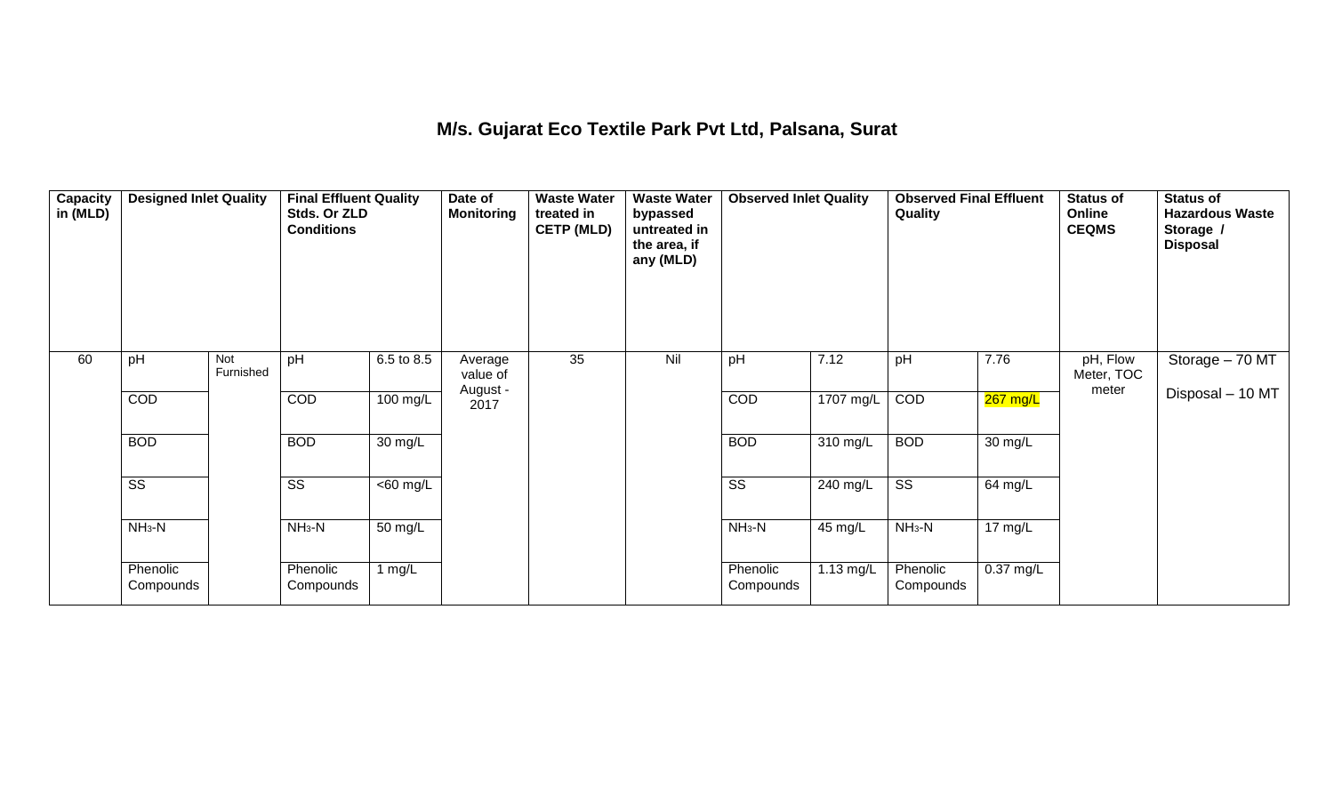## M/s. Gujarat Eco Textile Park Pvt Ltd, Palsana, Surat

| Capacity in (MLD) | Designed Inlet Quality | | Final Effluent Quality Stds. Or ZLD Conditions | | Date of Monitoring | Waste Water treated in CETP (MLD) | Waste Water bypassed untreated in the area, if any (MLD) | Observed Inlet Quality | | Observed Final Effluent Quality | | Status of Online CEQMS | Status of Hazardous Waste Storage / Disposal |
|---|---|---|---|---|---|---|---|---|---|---|---|---|---|
| 60 | pH | Not Furnished | pH | 6.5 to 8.5 | Average value of August - 2017 | 35 | Nil | pH | 7.12 | pH | 7.76 | pH, Flow Meter, TOC meter | Storage – 70 MT<br>Disposal – 10 MT |
| | COD | | COD | 100 mg/L | | | | COD | 1707 mg/L | COD | 267 mg/L | | |
| | BOD | | BOD | 30 mg/L | | | | BOD | 310 mg/L | BOD | 30 mg/L | | |
| | SS | | SS | <60 mg/L | | | | SS | 240 mg/L | SS | 64 mg/L | | |
| | $NH_3$-N | | $NH_3$-N | 50 mg/L | | | | $NH_3$-N | 45 mg/L | $NH_3$-N | 17 mg/L | | |
| | Phenolic Compounds | | Phenolic Compounds | 1 mg/L | | | | Phenolic Compounds | 1.13 mg/L | Phenolic Compounds | 0.37 mg/L | | |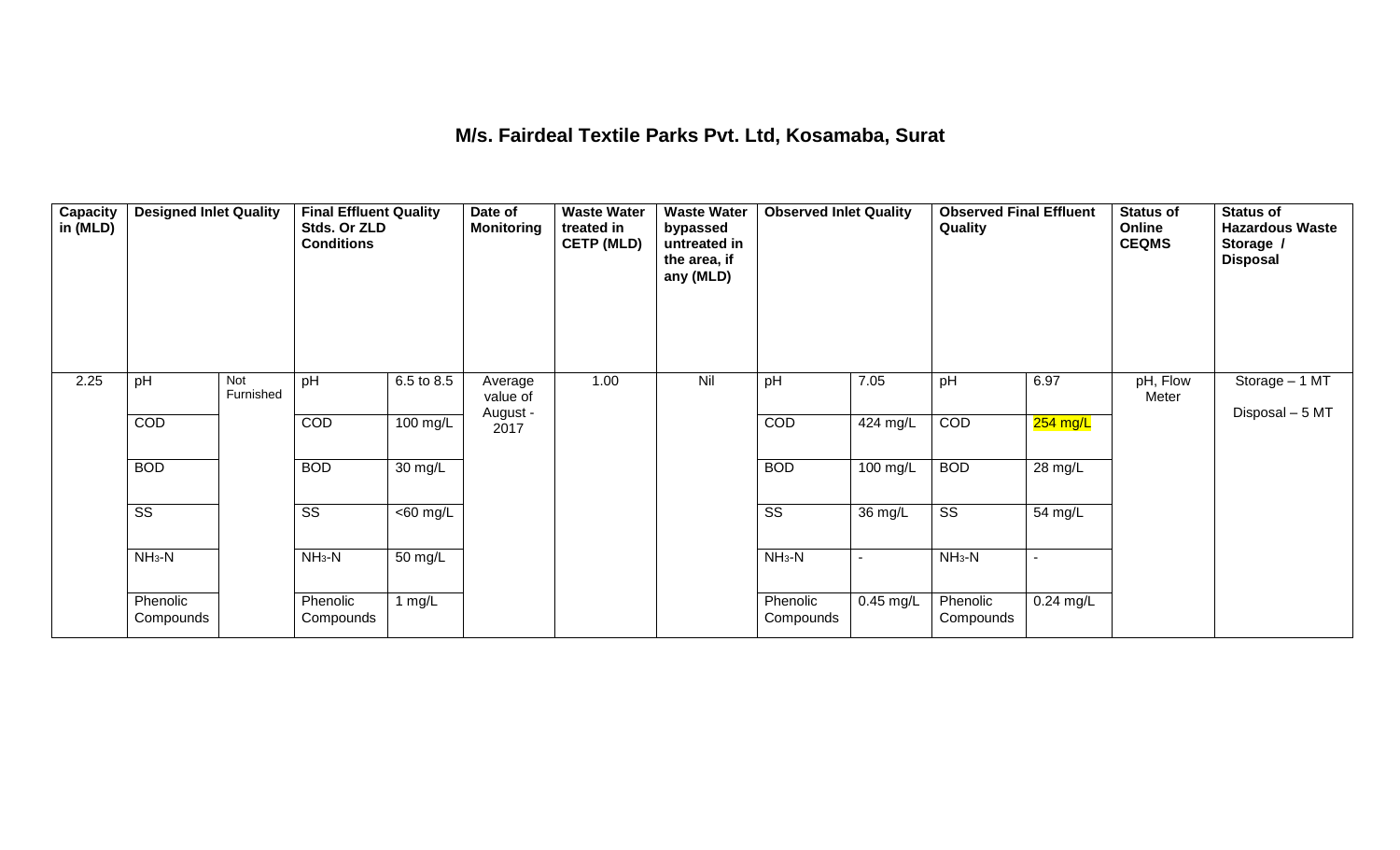## M/s. Fairdeal Textile Parks Pvt. Ltd, Kosamaba, Surat

| Capacity in (MLD) | Designed Inlet Quality | | Final Effluent Quality Stds. Or ZLD Conditions | | Date of Monitoring | Waste Water treated in CETP (MLD) | Waste Water bypassed untreated in the area, if any (MLD) | Observed Inlet Quality | | Observed Final Effluent Quality | | Status of Online CEQMS | Status of Hazardous Waste Storage / Disposal |
|---|---|---|---|---|---|---|---|---|---|---|---|---|---|
| 2.25 | pH | Not Furnished | pH | 6.5 to 8.5 | Average value of August - 2017 | 1.00 | Nil | pH | 7.05 | pH | 6.97 | pH, Flow Meter | Storage – 1 MT<br>Disposal – 5 MT |
| | COD | | COD | 100 mg/L | | | | COD | 424 mg/L | COD | 254 mg/L | | |
| | BOD | | BOD | 30 mg/L | | | | BOD | 100 mg/L | BOD | 28 mg/L | | |
| | SS | | SS | <60 mg/L | | | | SS | 36 mg/L | SS | 54 mg/L | | |
| | $NH_3$-N | | $NH_3$-N | 50 mg/L | | | | $NH_3$-N | - | $NH_3$-N | - | | |
| | Phenolic Compounds | | Phenolic Compounds | 1 mg/L | | | | Phenolic Compounds | 0.45 mg/L | Phenolic Compounds | 0.24 mg/L | | |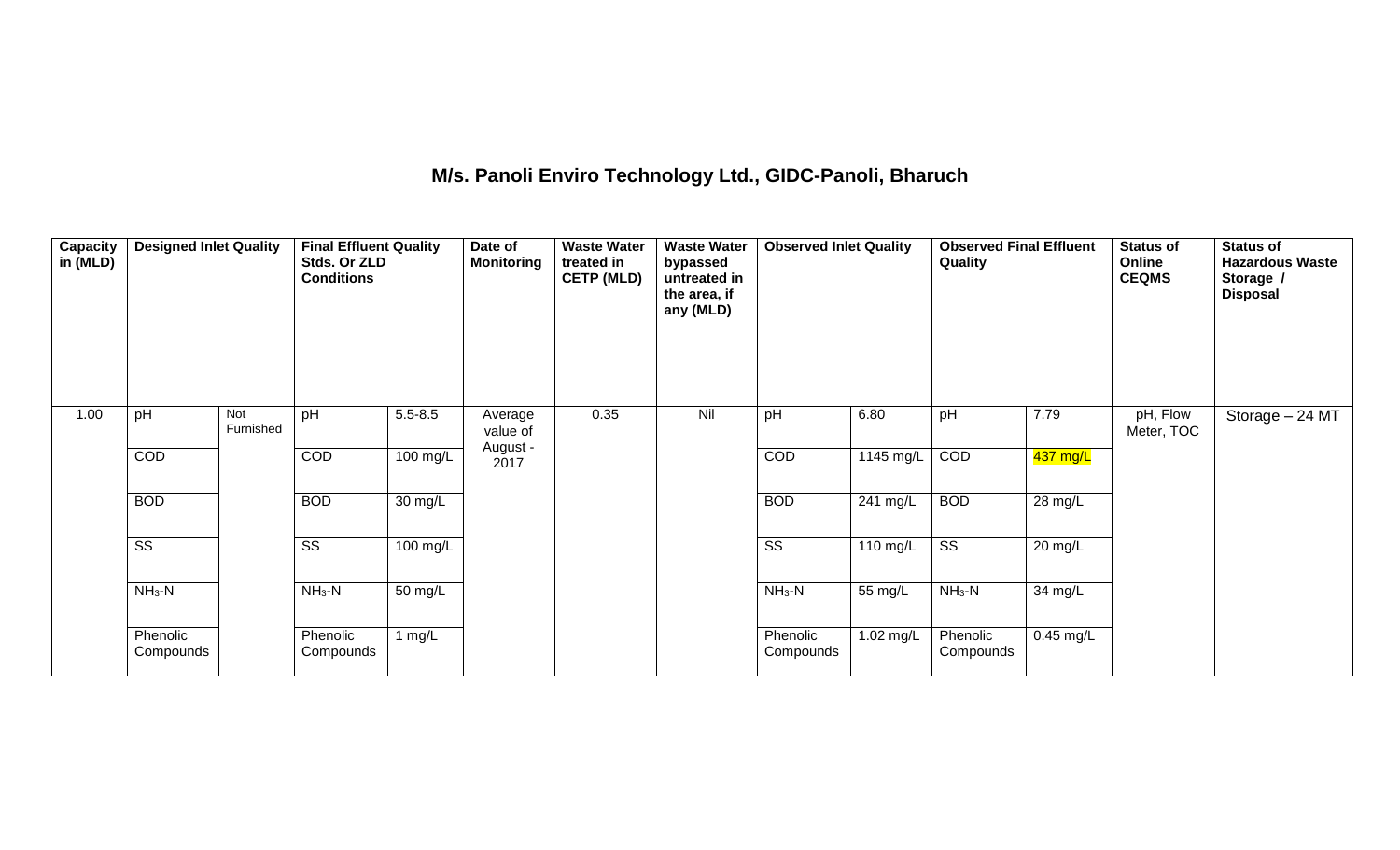# M/s. Panoli Enviro Technology Ltd., GIDC-Panoli, Bharuch

| Capacity in (MLD) | Designed Inlet Quality | | Final Effluent Quality Stds. Or ZLD Conditions | | Date of Monitoring | Waste Water treated in CETP (MLD) | Waste Water bypassed untreated in the area, if any (MLD) | Observed Inlet Quality | | Observed Final Effluent Quality | | Status of Online CEQMS | Status of Hazardous Waste Storage / Disposal |
|---|---|---|---|---|---|---|---|---|---|---|---|---|---|
| 1.00 | pH | Not Furnished | pH | 5.5-8.5 | Average value of August - 2017 | 0.35 | Nil | pH | 6.80 | pH | 7.79 | pH, Flow Meter, TOC | Storage – 24 MT |
| | COD | | COD | 100 mg/L | | | | COD | 1145 mg/L | COD | 437 mg/L | | |
| | BOD | | BOD | 30 mg/L | | | | BOD | 241 mg/L | BOD | 28 mg/L | | |
| | SS | | SS | 100 mg/L | | | | SS | 110 mg/L | SS | 20 mg/L | | |
| | $NH_3$-N | | $NH_3$-N | 50 mg/L | | | | $NH_3$-N | 55 mg/L | $NH_3$-N | 34 mg/L | | |
| | Phenolic Compounds | | Phenolic Compounds | 1 mg/L | | | | Phenolic Compounds | 1.02 mg/L | Phenolic Compounds | 0.45 mg/L | | |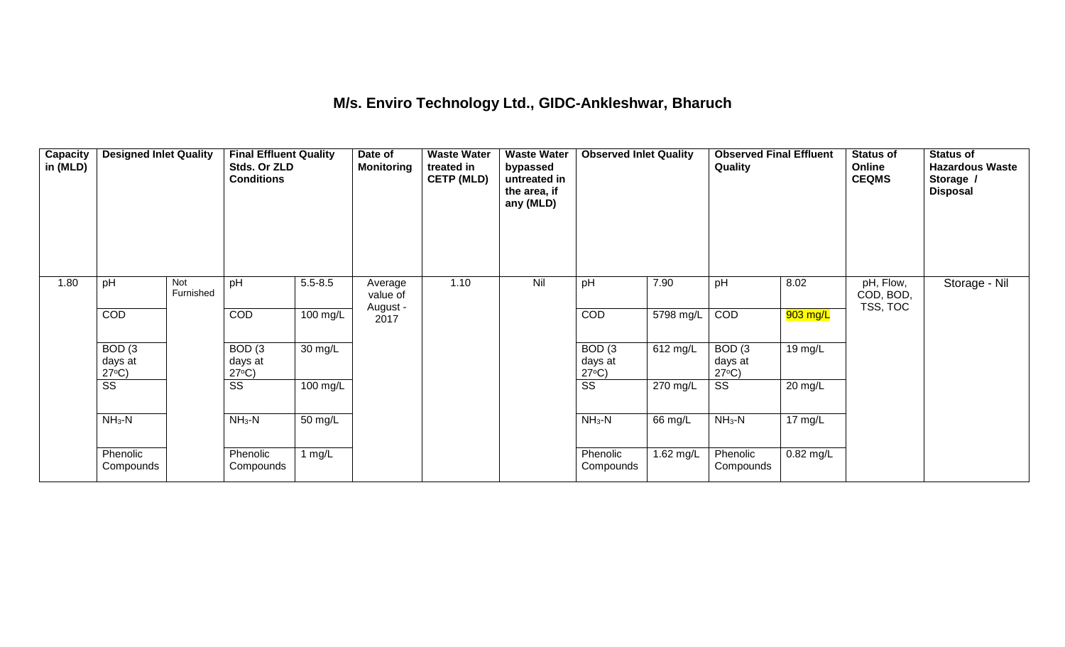# M/s. Enviro Technology Ltd., GIDC-Ankleshwar, Bharuch

| Capacity in (MLD) | Designed Inlet Quality | | Final Effluent Quality Stds. Or ZLD Conditions | | Date of Monitoring | Waste Water treated in CETP (MLD) | Waste Water bypassed untreated in the area, if any (MLD) | Observed Inlet Quality | | Observed Final Effluent Quality | | Status of Online CEQMS | Status of Hazardous Waste Storage / Disposal |
|---|---|---|---|---|---|---|---|---|---|---|---|---|---|
| 1.80 | pH | Not Furnished | pH | 5.5-8.5 | Average value of August - 2017 | 1.10 | Nil | pH | 7.90 | pH | 8.02 | pH, Flow, COD, BOD, TSS, TOC | Storage - Nil |
| | COD | | COD | 100 mg/L | | | | COD | 5798 mg/L | COD | 903 mg/L | | |
| | BOD (3 days at 27°C) | | BOD (3 days at 27°C) | 30 mg/L | | | | BOD (3 days at 27°C) | 612 mg/L | BOD (3 days at 27°C) | 19 mg/L | | |
| | SS | | SS | 100 mg/L | | | | SS | 270 mg/L | SS | 20 mg/L | | |
| | $NH_3$-N | | $NH_3$-N | 50 mg/L | | | | $NH_3$-N | 66 mg/L | $NH_3$-N | 17 mg/L | | |
| | Phenolic Compounds | | Phenolic Compounds | 1 mg/L | | | | Phenolic Compounds | 1.62 mg/L | Phenolic Compounds | 0.82 mg/L | | |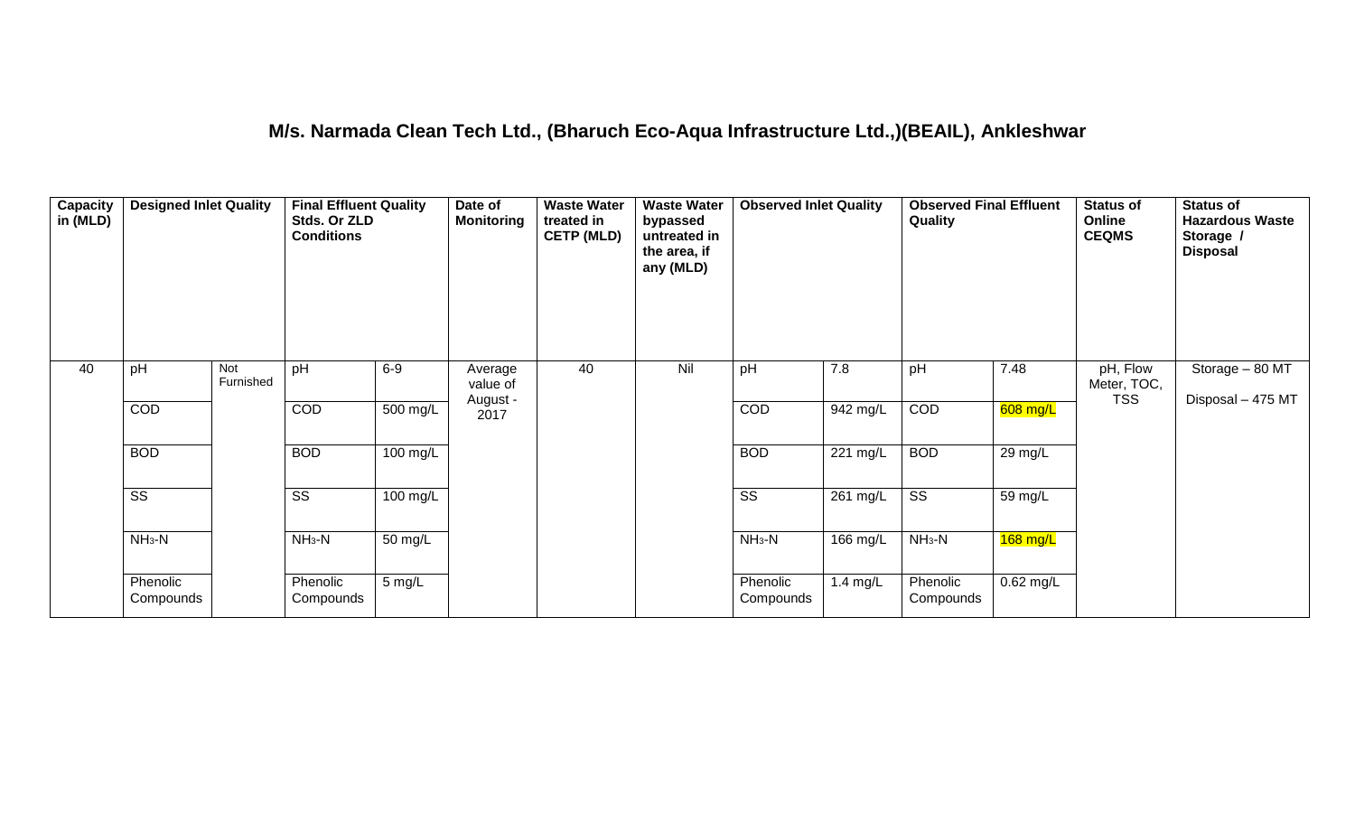## M/s. Narmada Clean Tech Ltd., (Bharuch Eco-Aqua Infrastructure Ltd.,)(BEAIL), Ankleshwar

| Capacity in (MLD) | Designed Inlet Quality | | Final Effluent Quality Stds. Or ZLD Conditions | | Date of Monitoring | Waste Water treated in CETP (MLD) | Waste Water bypassed untreated in the area, if any (MLD) | Observed Inlet Quality | | Observed Final Effluent Quality | | Status of Online CEQMS | Status of Hazardous Waste Storage / Disposal |
|---|---|---|---|---|---|---|---|---|---|---|---|---|---|
| 40 | pH | Not Furnished | pH | 6-9 | Average value of August - 2017 | 40 | Nil | pH | 7.8 | pH | 7.48 | pH, Flow Meter, TOC, TSS | Storage – 80 MT<br>Disposal – 475 MT |
| | COD | | COD | 500 mg/L | | | | COD | 942 mg/L | COD | 608 mg/L | | |
| | BOD | | BOD | 100 mg/L | | | | BOD | 221 mg/L | BOD | 29 mg/L | | |
| | SS | | SS | 100 mg/L | | | | SS | 261 mg/L | SS | 59 mg/L | | |
| | $NH_3$-N | | $NH_3$-N | 50 mg/L | | | | $NH_3$-N | 166 mg/L | $NH_3$-N | 168 mg/L | | |
| | Phenolic Compounds | | Phenolic Compounds | 5 mg/L | | | | Phenolic Compounds | 1.4 mg/L | Phenolic Compounds | 0.62 mg/L | | |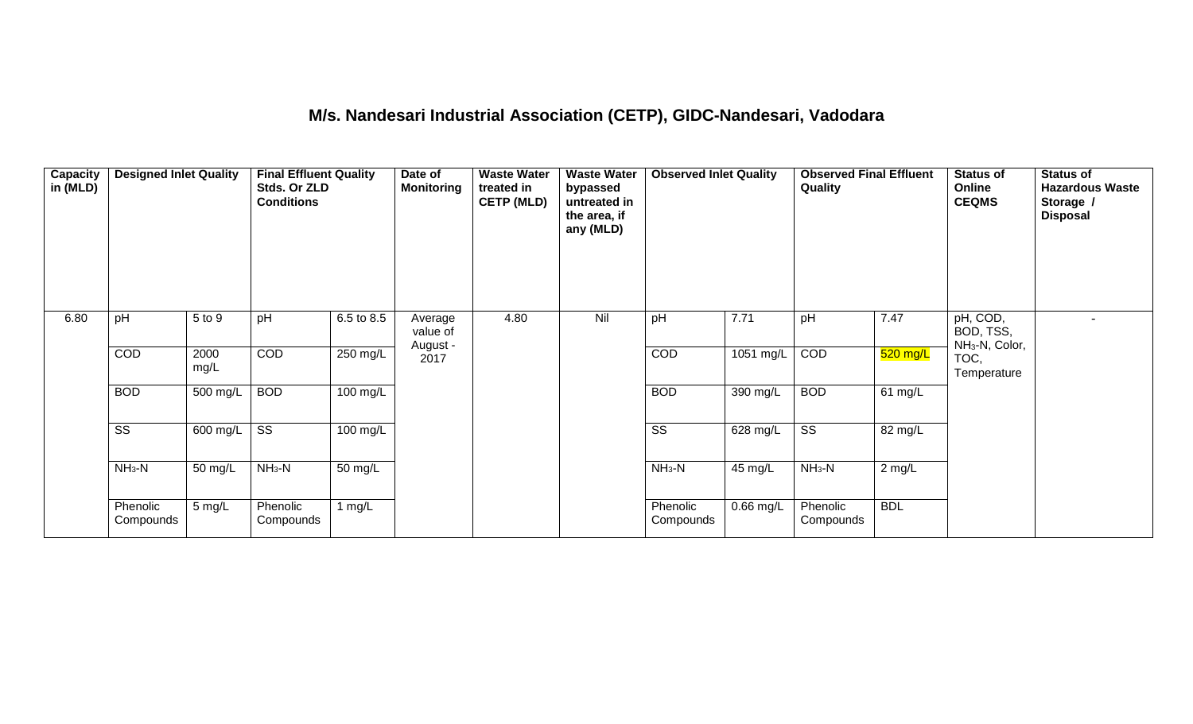## M/s. Nandesari Industrial Association (CETP), GIDC-Nandesari, Vadodara

| Capacity in (MLD) | Designed Inlet Quality | | Final Effluent Quality Stds. Or ZLD Conditions | | Date of Monitoring | Waste Water treated in CETP (MLD) | Waste Water bypassed untreated in the area, if any (MLD) | Observed Inlet Quality | | Observed Final Effluent Quality | | Status of Online CEQMS | Status of Hazardous Waste Storage / Disposal |
|---|---|---|---|---|---|---|---|---|---|---|---|---|---|
| 6.80 | pH | 5 to 9 | pH | 6.5 to 8.5 | Average value of August - 2017 | 4.80 | Nil | pH | 7.71 | pH | 7.47 | pH, COD, BOD, TSS, $NH_3$-N, Color, TOC, Temperature | - |
| | COD | 2000 mg/L | COD | 250 mg/L | | | | COD | 1051 mg/L | COD | 520 mg/L | | |
| | BOD | 500 mg/L | BOD | 100 mg/L | | | | BOD | 390 mg/L | BOD | 61 mg/L | | |
| | SS | 600 mg/L | SS | 100 mg/L | | | | SS | 628 mg/L | SS | 82 mg/L | | |
| | $NH_3$-N | 50 mg/L | $NH_3$-N | 50 mg/L | | | | $NH_3$-N | 45 mg/L | $NH_3$-N | 2 mg/L | | |
| | Phenolic Compounds | 5 mg/L | Phenolic Compounds | 1 mg/L | | | | Phenolic Compounds | 0.66 mg/L | Phenolic Compounds | BDL | | |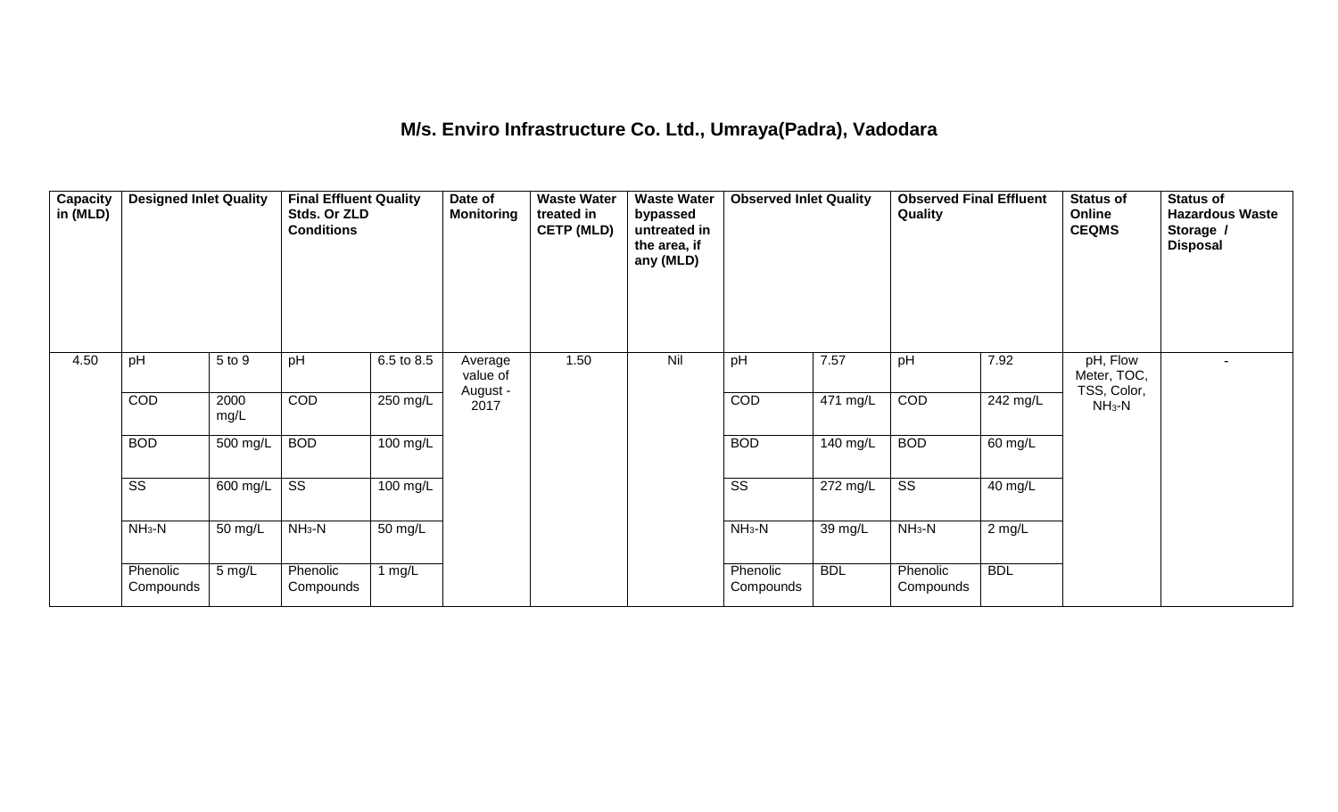## M/s. Enviro Infrastructure Co. Ltd., Umraya(Padra), Vadodara

| Capacity in (MLD) | Designed Inlet Quality | | Final Effluent Quality Stds. Or ZLD Conditions | | Date of Monitoring | Waste Water treated in CETP (MLD) | Waste Water bypassed untreated in the area, if any (MLD) | Observed Inlet Quality | | Observed Final Effluent Quality | | Status of Online CEQMS | Status of Hazardous Waste Storage / Disposal |
|---|---|---|---|---|---|---|---|---|---|---|---|---|---|
| 4.50 | pH | 5 to 9 | pH | 6.5 to 8.5 | Average value of August - 2017 | 1.50 | Nil | pH | 7.57 | pH | 7.92 | pH, Flow Meter, TOC, TSS, Color, $NH_3$-N | - |
| | COD | 2000 mg/L | COD | 250 mg/L | | | | COD | 471 mg/L | COD | 242 mg/L | | |
| | BOD | 500 mg/L | BOD | 100 mg/L | | | | BOD | 140 mg/L | BOD | 60 mg/L | | |
| | SS | 600 mg/L | SS | 100 mg/L | | | | SS | 272 mg/L | SS | 40 mg/L | | |
| | $NH_3$-N | 50 mg/L | $NH_3$-N | 50 mg/L | | | | $NH_3$-N | 39 mg/L | $NH_3$-N | 2 mg/L | | |
| | Phenolic Compounds | 5 mg/L | Phenolic Compounds | 1 mg/L | | | | Phenolic Compounds | BDL | Phenolic Compounds | BDL | | |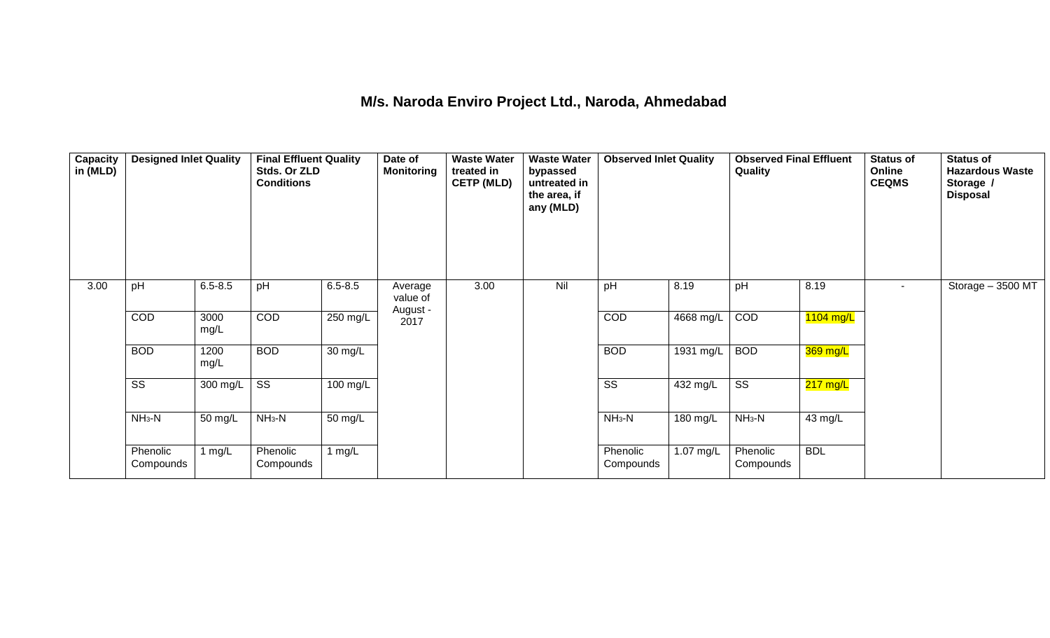# M/s. Naroda Enviro Project Ltd., Naroda, Ahmedabad

| Capacity in (MLD) | Designed Inlet Quality | | Final Effluent Quality Stds. Or ZLD Conditions | | Date of Monitoring | Waste Water treated in CETP (MLD) | Waste Water bypassed untreated in the area, if any (MLD) | Observed Inlet Quality | | Observed Final Effluent Quality | | Status of Online CEQMS | Status of Hazardous Waste Storage / Disposal |
|---|---|---|---|---|---|---|---|---|---|---|---|---|---|
| 3.00 | pH | 6.5-8.5 | pH | 6.5-8.5 | Average value of August - 2017 | 3.00 | Nil | pH | 8.19 | pH | 8.19 | - | Storage – 3500 MT |
| | COD | 3000 mg/L | COD | 250 mg/L | | | | COD | 4668 mg/L | COD | 1104 mg/L | | |
| | BOD | 1200 mg/L | BOD | 30 mg/L | | | | BOD | 1931 mg/L | BOD | 369 mg/L | | |
| | SS | 300 mg/L | SS | 100 mg/L | | | | SS | 432 mg/L | SS | 217 mg/L | | |
| | $NH_3$-N | 50 mg/L | $NH_3$-N | 50 mg/L | | | | $NH_3$-N | 180 mg/L | $NH_3$-N | 43 mg/L | | |
| | Phenolic Compounds | 1 mg/L | Phenolic Compounds | 1 mg/L | | | | Phenolic Compounds | 1.07 mg/L | Phenolic Compounds | BDL | | |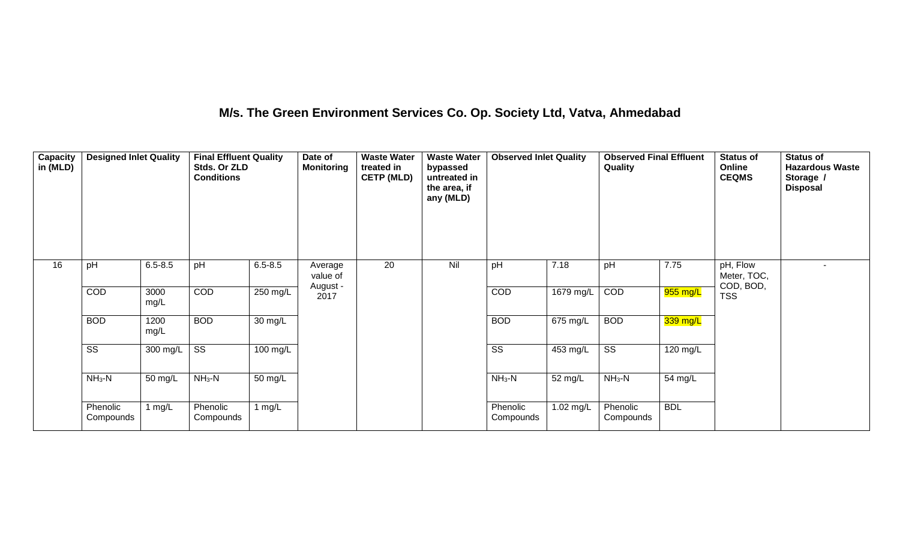# M/s. The Green Environment Services Co. Op. Society Ltd, Vatva, Ahmedabad

| Capacity in (MLD) | Designed Inlet Quality | | Final Effluent Quality Stds. Or ZLD Conditions | | Date of Monitoring | Waste Water treated in CETP (MLD) | Waste Water bypassed untreated in the area, if any (MLD) | Observed Inlet Quality | | Observed Final Effluent Quality | | Status of Online CEQMS | Status of Hazardous Waste Storage / Disposal |
|---|---|---|---|---|---|---|---|---|---|---|---|---|---|
| 16 | pH | 6.5-8.5 | pH | 6.5-8.5 | Average value of August - 2017 | 20 | Nil | pH | 7.18 | pH | 7.75 | pH, Flow Meter, TOC, COD, BOD, TSS | - |
| | COD | 3000 mg/L | COD | 250 mg/L | | | | COD | 1679 mg/L | COD | 955 mg/L | | |
| | BOD | 1200 mg/L | BOD | 30 mg/L | | | | BOD | 675 mg/L | BOD | 339 mg/L | | |
| | SS | 300 mg/L | SS | 100 mg/L | | | | SS | 453 mg/L | SS | 120 mg/L | | |
| | $NH_3$-N | 50 mg/L | $NH_3$-N | 50 mg/L | | | | $NH_3$-N | 52 mg/L | $NH_3$-N | 54 mg/L | | |
| | Phenolic Compounds | 1 mg/L | Phenolic Compounds | 1 mg/L | | | | Phenolic Compounds | 1.02 mg/L | Phenolic Compounds | BDL | | |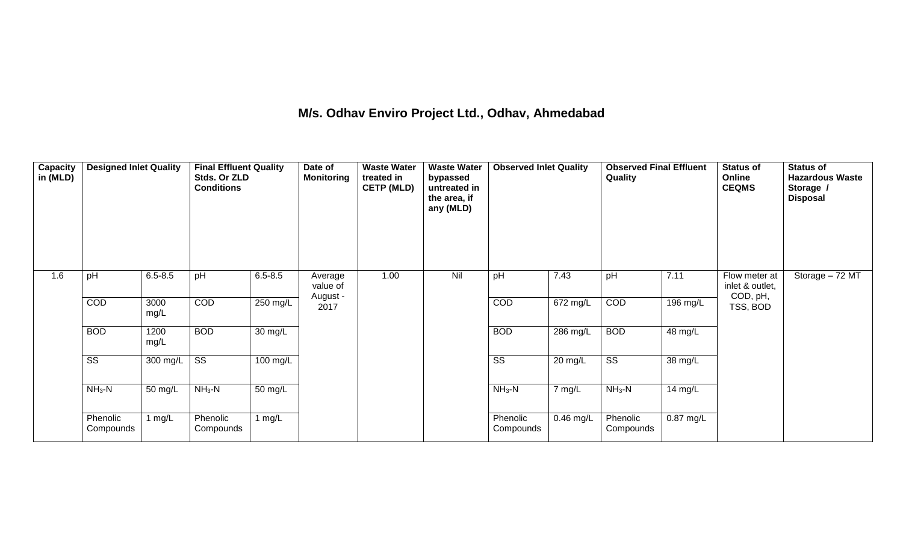## M/s. Odhav Enviro Project Ltd., Odhav, Ahmedabad

| Capacity in (MLD) | Designed Inlet Quality | | Final Effluent Quality Stds. Or ZLD Conditions | | Date of Monitoring | Waste Water treated in CETP (MLD) | Waste Water bypassed untreated in the area, if any (MLD) | Observed Inlet Quality | | Observed Final Effluent Quality | | Status of Online CEQMS | Status of Hazardous Waste Storage / Disposal |
|---|---|---|---|---|---|---|---|---|---|---|---|---|---|
| 1.6 | pH | 6.5-8.5 | pH | 6.5-8.5 | Average value of August - 2017 | 1.00 | Nil | pH | 7.43 | pH | 7.11 | Flow meter at inlet & outlet, COD, pH, TSS, BOD | Storage – 72 MT |
| | COD | 3000 mg/L | COD | 250 mg/L | | | | COD | 672 mg/L | COD | 196 mg/L | | |
| | BOD | 1200 mg/L | BOD | 30 mg/L | | | | BOD | 286 mg/L | BOD | 48 mg/L | | |
| | SS | 300 mg/L | SS | 100 mg/L | | | | SS | 20 mg/L | SS | 38 mg/L | | |
| | $NH_3$-N | 50 mg/L | $NH_3$-N | 50 mg/L | | | | $NH_3$-N | 7 mg/L | $NH_3$-N | 14 mg/L | | |
| | Phenolic Compounds | 1 mg/L | Phenolic Compounds | 1 mg/L | | | | Phenolic Compounds | 0.46 mg/L | Phenolic Compounds | 0.87 mg/L | | |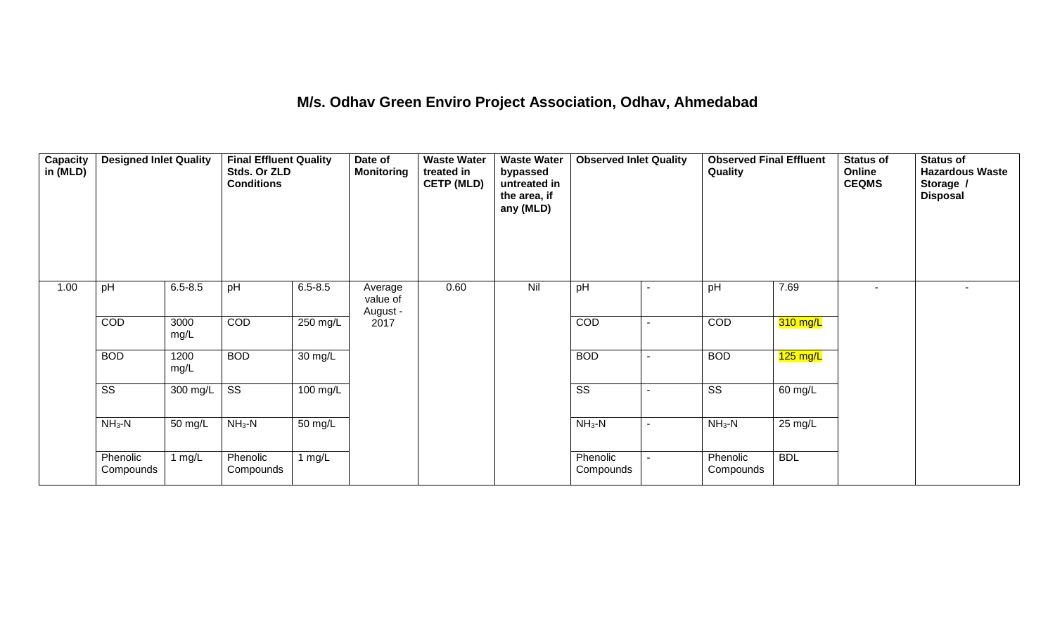# M/s. Odhav Green Enviro Project Association, Odhav, Ahmedabad

| Capacity in (MLD) | Designed Inlet Quality | | Final Effluent Quality Stds. Or ZLD Conditions | | Date of Monitoring | Waste Water treated in CETP (MLD) | Waste Water bypassed untreated in the area, if any (MLD) | Observed Inlet Quality | | Observed Final Effluent Quality | | Status of Online CEQMS | Status of Hazardous Waste Storage / Disposal |
|---|---|---|---|---|---|---|---|---|---|---|---|---|---|
| 1.00 | pH | 6.5-8.5 | pH | 6.5-8.5 | Average value of August - 2017 | 0.60 | Nil | pH | - | pH | 7.69 | - | - |
| | COD | 3000 mg/L | COD | 250 mg/L | | | | COD | - | COD | 310 mg/L | | |
| | BOD | 1200 mg/L | BOD | 30 mg/L | | | | BOD | - | BOD | 125 mg/L | | |
| | SS | 300 mg/L | SS | 100 mg/L | | | | SS | - | SS | 60 mg/L | | |
| | $NH_3$-N | 50 mg/L | $NH_3$-N | 50 mg/L | | | | $NH_3$-N | - | $NH_3$-N | 25 mg/L | | |
| | Phenolic Compounds | 1 mg/L | Phenolic Compounds | 1 mg/L | | | | Phenolic Compounds | - | Phenolic Compounds | BDL | | |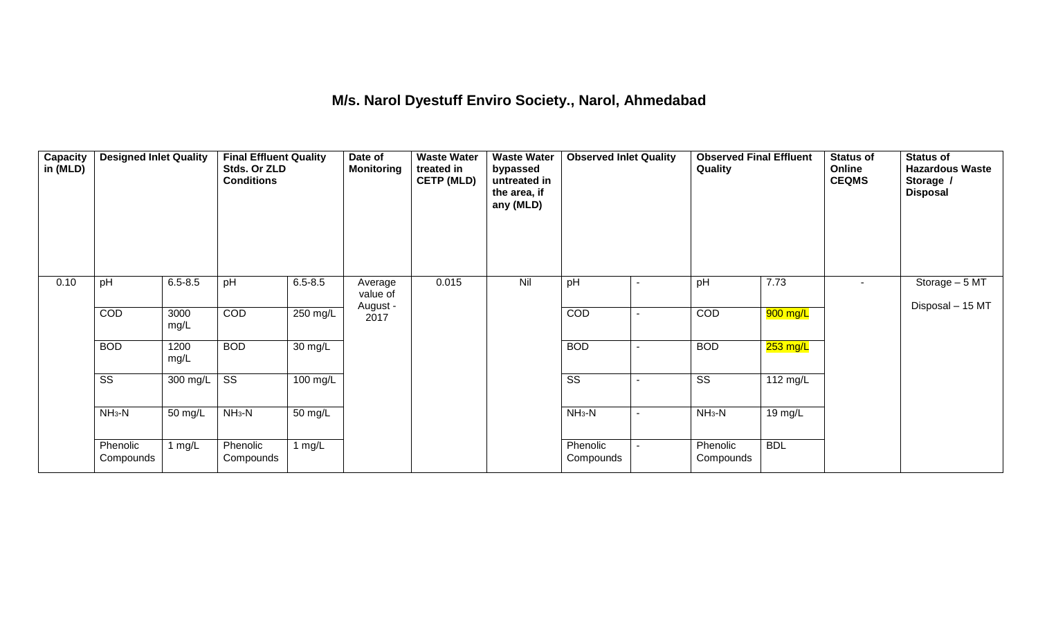# M/s. Narol Dyestuff Enviro Society., Narol, Ahmedabad

| Capacity in (MLD) | Designed Inlet Quality | | Final Effluent Quality Stds. Or ZLD Conditions | | Date of Monitoring | Waste Water treated in CETP (MLD) | Waste Water bypassed untreated in the area, if any (MLD) | Observed Inlet Quality | | Observed Final Effluent Quality | | Status of Online CEQMS | Status of Hazardous Waste Storage / Disposal |
|---|---|---|---|---|---|---|---|---|---|---|---|---|---|
| 0.10 | pH | 6.5-8.5 | pH | 6.5-8.5 | Average value of August - 2017 | 0.015 | Nil | pH | - | pH | 7.73 | - | Storage – 5 MT<br>Disposal – 15 MT |
| | COD | 3000 mg/L | COD | 250 mg/L | | | | COD | - | COD | 900 mg/L | | |
| | BOD | 1200 mg/L | BOD | 30 mg/L | | | | BOD | - | BOD | 253 mg/L | | |
| | SS | 300 mg/L | SS | 100 mg/L | | | | SS | - | SS | 112 mg/L | | |
| | $NH_3$-N | 50 mg/L | $NH_3$-N | 50 mg/L | | | | $NH_3$-N | - | $NH_3$-N | 19 mg/L | | |
| | Phenolic Compounds | 1 mg/L | Phenolic Compounds | 1 mg/L | | | | Phenolic Compounds | - | Phenolic Compounds | BDL | | |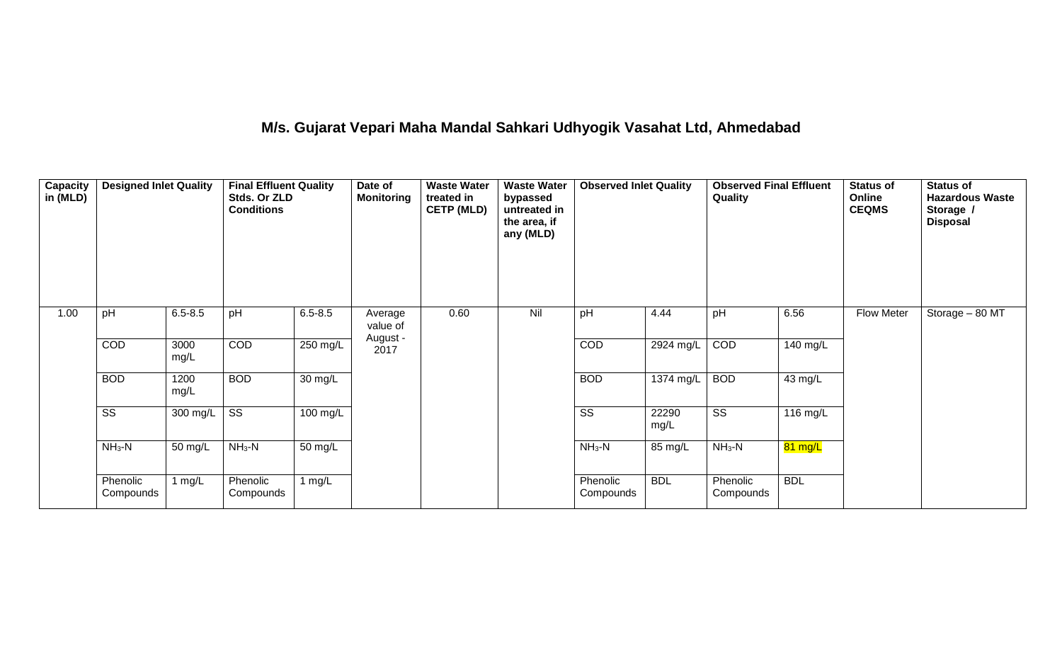# M/s. Gujarat Vepari Maha Mandal Sahkari Udhyogik Vasahat Ltd, Ahmedabad

| Capacity in (MLD) | Designed Inlet Quality | | Final Effluent Quality Stds. Or ZLD Conditions | | Date of Monitoring | Waste Water treated in CETP (MLD) | Waste Water bypassed untreated in the area, if any (MLD) | Observed Inlet Quality | | Observed Final Effluent Quality | | Status of Online CEQMS | Status of Hazardous Waste Storage / Disposal |
|---|---|---|---|---|---|---|---|---|---|---|---|---|---|
| 1.00 | pH | 6.5-8.5 | pH | 6.5-8.5 | Average value of August - 2017 | 0.60 | Nil | pH | 4.44 | pH | 6.56 | Flow Meter | Storage – 80 MT |
| | COD | 3000 mg/L | COD | 250 mg/L | | | | COD | 2924 mg/L | COD | 140 mg/L | | |
| | BOD | 1200 mg/L | BOD | 30 mg/L | | | | BOD | 1374 mg/L | BOD | 43 mg/L | | |
| | SS | 300 mg/L | SS | 100 mg/L | | | | SS | 22290 mg/L | SS | 116 mg/L | | |
| | $NH_3$-N | 50 mg/L | $NH_3$-N | 50 mg/L | | | | $NH_3$-N | 85 mg/L | $NH_3$-N | 81 mg/L | | |
| | Phenolic Compounds | 1 mg/L | Phenolic Compounds | 1 mg/L | | | | Phenolic Compounds | BDL | Phenolic Compounds | BDL | | |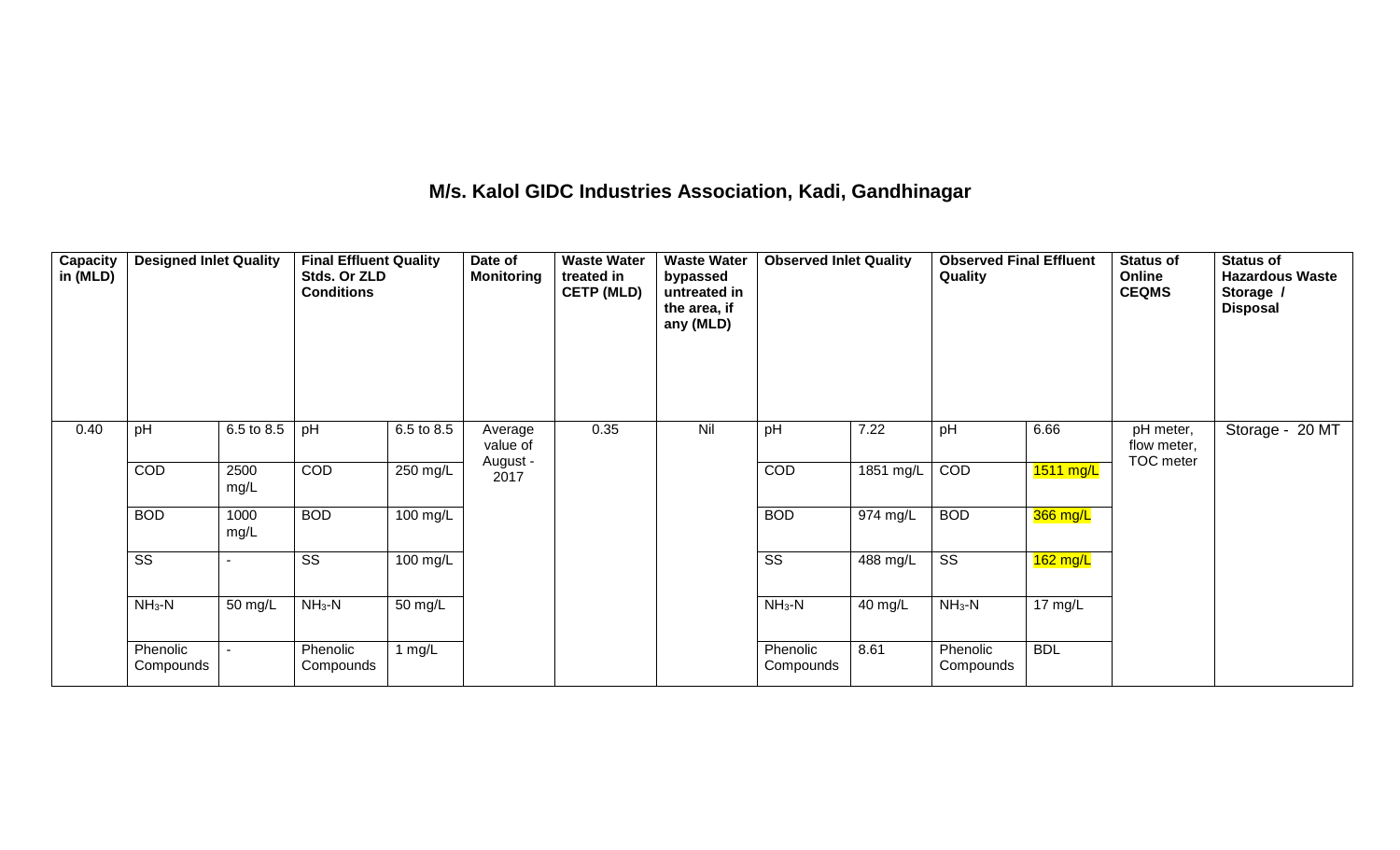# M/s. Kalol GIDC Industries Association, Kadi, Gandhinagar

| Capacity in (MLD) | Designed Inlet Quality | | Final Effluent Quality Stds. Or ZLD Conditions | | Date of Monitoring | Waste Water treated in CETP (MLD) | Waste Water bypassed untreated in the area, if any (MLD) | Observed Inlet Quality | | Observed Final Effluent Quality | | Status of Online CEQMS | Status of Hazardous Waste Storage / Disposal |
|---|---|---|---|---|---|---|---|---|---|---|---|---|---|
| 0.40 | pH | 6.5 to 8.5 | pH | 6.5 to 8.5 | Average value of August - 2017 | 0.35 | Nil | pH | 7.22 | pH | 6.66 | pH meter, flow meter, TOC meter | Storage - 20 MT |
| | COD | 2500 mg/L | COD | 250 mg/L | | | | COD | 1851 mg/L | COD | 1511 mg/L | | |
| | BOD | 1000 mg/L | BOD | 100 mg/L | | | | BOD | 974 mg/L | BOD | 366 mg/L | | |
| | SS | - | SS | 100 mg/L | | | | SS | 488 mg/L | SS | 162 mg/L | | |
| | $NH_3$-N | 50 mg/L | $NH_3$-N | 50 mg/L | | | | $NH_3$-N | 40 mg/L | $NH_3$-N | 17 mg/L | | |
| | Phenolic Compounds | - | Phenolic Compounds | 1 mg/L | | | | Phenolic Compounds | 8.61 | Phenolic Compounds | BDL | | |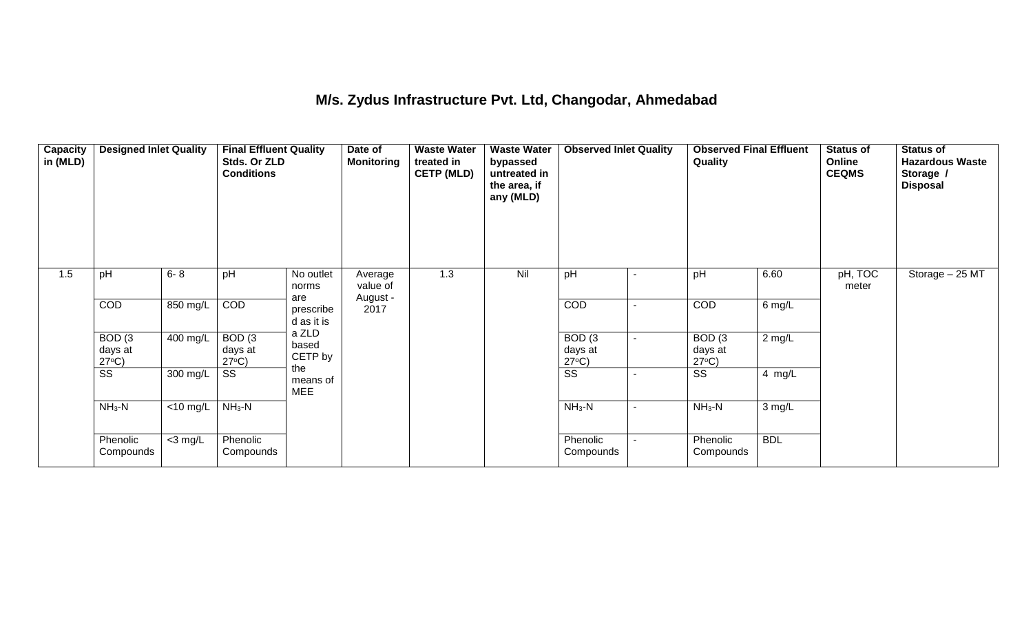# M/s. Zydus Infrastructure Pvt. Ltd, Changodar, Ahmedabad

| Capacity in (MLD) | Designed Inlet Quality | | Final Effluent Quality Stds. Or ZLD Conditions | | Date of Monitoring | Waste Water treated in CETP (MLD) | Waste Water bypassed untreated in the area, if any (MLD) | Observed Inlet Quality | | Observed Final Effluent Quality | | Status of Online CEQMS | Status of Hazardous Waste Storage / Disposal |
|---|---|---|---|---|---|---|---|---|---|---|---|---|---|
| 1.5 | pH | 6- 8 | pH | No outlet norms are prescribed as it is a ZLD based CETP by the means of MEE | Average value of August - 2017 | 1.3 | Nil | pH | - | pH | 6.60 | pH, TOC meter | Storage – 25 MT |
| | COD | 850 mg/L | COD | | | | | COD | - | COD | 6 mg/L | | |
| | BOD (3 days at 27°C) | 400 mg/L | BOD (3 days at 27°C) | | | | | BOD (3 days at 27°C) | - | BOD (3 days at 27°C) | 2 mg/L | | |
| | SS | 300 mg/L | SS | | | | | SS | - | SS | 4 mg/L | | |
| | $NH_3$-N | <10 mg/L | $NH_3$-N | | | | | $NH_3$-N | - | $NH_3$-N | 3 mg/L | | |
| | Phenolic Compounds | <3 mg/L | Phenolic Compounds | | | | | Phenolic Compounds | - | Phenolic Compounds | BDL | | |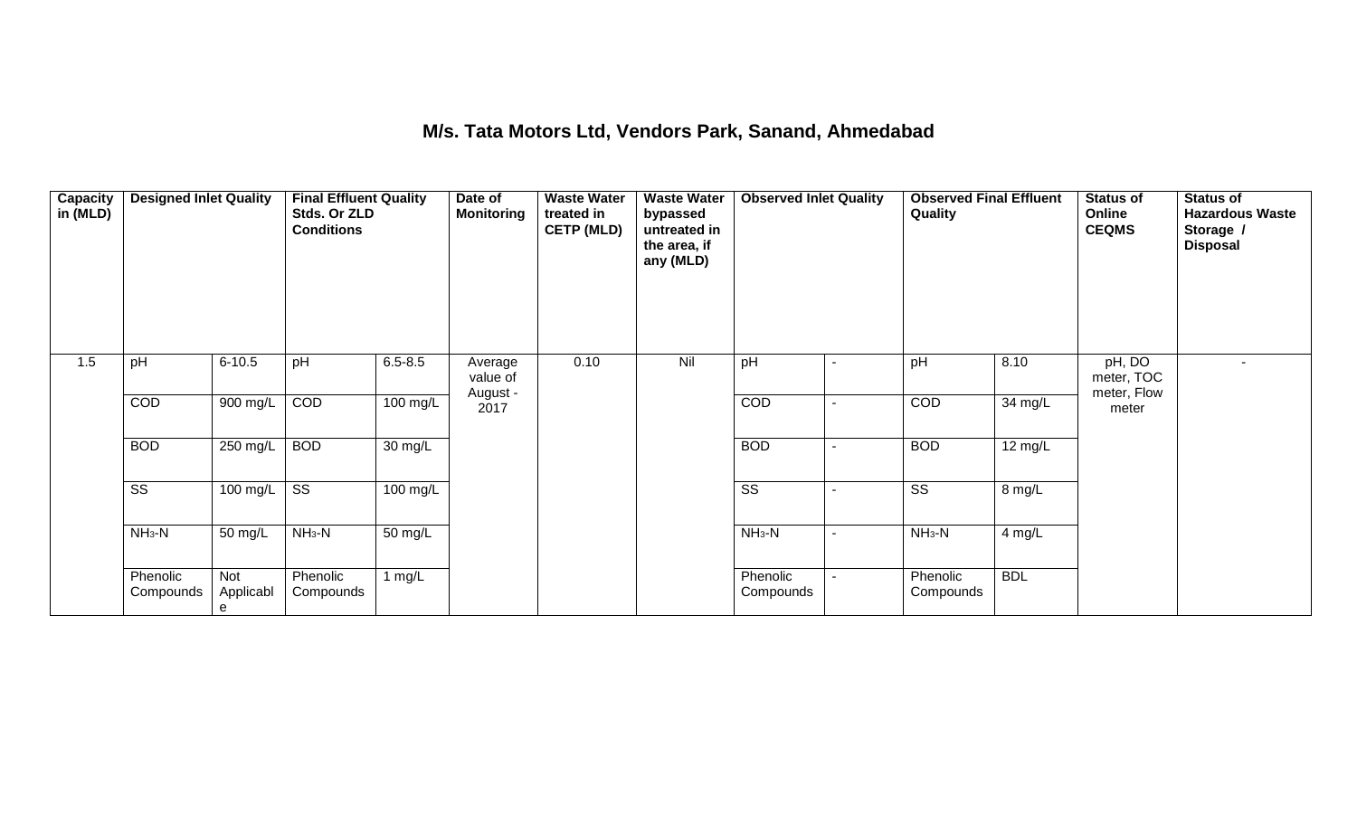## M/s. Tata Motors Ltd, Vendors Park, Sanand, Ahmedabad

| Capacity in (MLD) | Designed Inlet Quality | | Final Effluent Quality Stds. Or ZLD Conditions | | Date of Monitoring | Waste Water treated in CETP (MLD) | Waste Water bypassed untreated in the area, if any (MLD) | Observed Inlet Quality | | Observed Final Effluent Quality | | Status of Online CEQMS | Status of Hazardous Waste Storage / Disposal |
|---|---|---|---|---|---|---|---|---|---|---|---|---|---|
| 1.5 | pH | 6-10.5 | pH | 6.5-8.5 | Average value of August - 2017 | 0.10 | Nil | pH | - | pH | 8.10 | pH, DO meter, TOC meter, Flow meter | - |
| | COD | 900 mg/L | COD | 100 mg/L | | | | COD | - | COD | 34 mg/L | | |
| | BOD | 250 mg/L | BOD | 30 mg/L | | | | BOD | - | BOD | 12 mg/L | | |
| | SS | 100 mg/L | SS | 100 mg/L | | | | SS | - | SS | 8 mg/L | | |
| | $NH_3$-N | 50 mg/L | $NH_3$-N | 50 mg/L | | | | $NH_3$-N | - | $NH_3$-N | 4 mg/L | | |
| | Phenolic Compounds | Not Applicable | Phenolic Compounds | 1 mg/L | | | | Phenolic Compounds | - | Phenolic Compounds | BDL | | |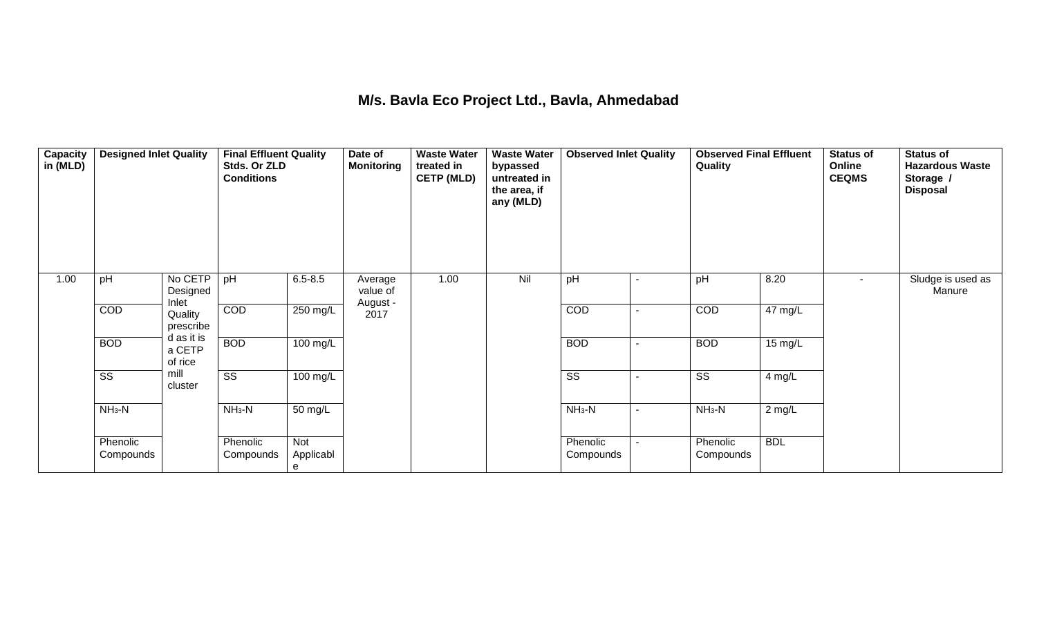## M/s. Bavla Eco Project Ltd., Bavla, Ahmedabad

| Capacity in (MLD) | Designed Inlet Quality | | Final Effluent Quality Stds. Or ZLD Conditions | | Date of Monitoring | Waste Water treated in CETP (MLD) | Waste Water bypassed untreated in the area, if any (MLD) | Observed Inlet Quality | | Observed Final Effluent Quality | | Status of Online CEQMS | Status of Hazardous Waste Storage / Disposal |
|---|---|---|---|---|---|---|---|---|---|---|---|---|---|
| 1.00 | pH | No CETP Designed Inlet Quality prescribed as it is a CETP of rice mill cluster | pH | 6.5-8.5 | Average value of August - 2017 | 1.00 | Nil | pH | - | pH | 8.20 | - | Sludge is used as Manure |
| | COD | | COD | 250 mg/L | | | | COD | - | COD | 47 mg/L | | |
| | BOD | | BOD | 100 mg/L | | | | BOD | - | BOD | 15 mg/L | | |
| | SS | | SS | 100 mg/L | | | | SS | - | SS | 4 mg/L | | |
| | $NH_3$-N | | $NH_3$-N | 50 mg/L | | | | $NH_3$-N | - | $NH_3$-N | 2 mg/L | | |
| | Phenolic Compounds | | Phenolic Compounds | Not Applicable | | | | Phenolic Compounds | - | Phenolic Compounds | BDL | | |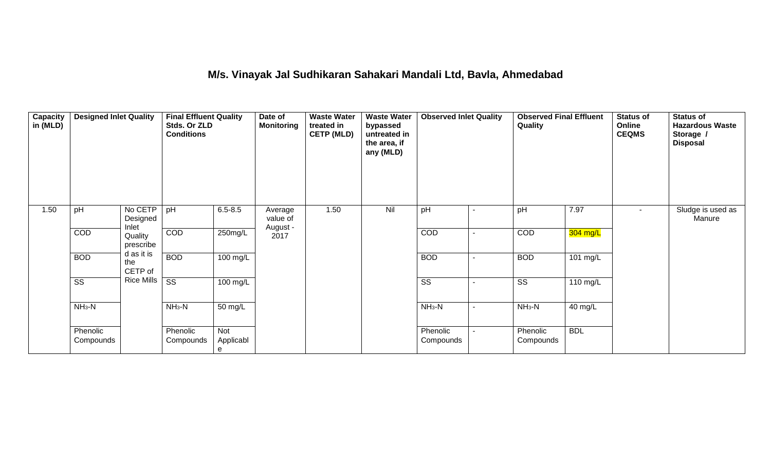## M/s. Vinayak Jal Sudhikaran Sahakari Mandali Ltd, Bavla, Ahmedabad

| Capacity in (MLD) | Designed Inlet Quality | | Final Effluent Quality Stds. Or ZLD Conditions | | Date of Monitoring | Waste Water treated in CETP (MLD) | Waste Water bypassed untreated in the area, if any (MLD) | Observed Inlet Quality | | Observed Final Effluent Quality | | Status of Online CEQMS | Status of Hazardous Waste Storage / Disposal |
|---|---|---|---|---|---|---|---|---|---|---|---|---|---|
| 1.50 | pH | No CETP Designed Inlet Quality prescribed as it is the CETP of Rice Mills | pH | 6.5-8.5 | Average value of August - 2017 | 1.50 | Nil | pH | - | pH | 7.97 | - | Sludge is used as Manure |
| | COD | | COD | 250mg/L | | | | COD | - | COD | 304 mg/L | | |
| | BOD | | BOD | 100 mg/L | | | | BOD | - | BOD | 101 mg/L | | |
| | SS | | SS | 100 mg/L | | | | SS | - | SS | 110 mg/L | | |
| | $NH_3$-N | | $NH_3$-N | 50 mg/L | | | | $NH_3$-N | - | $NH_3$-N | 40 mg/L | | |
| | Phenolic Compounds | | Phenolic Compounds | Not Applicable | | | | Phenolic Compounds | - | Phenolic Compounds | BDL | | |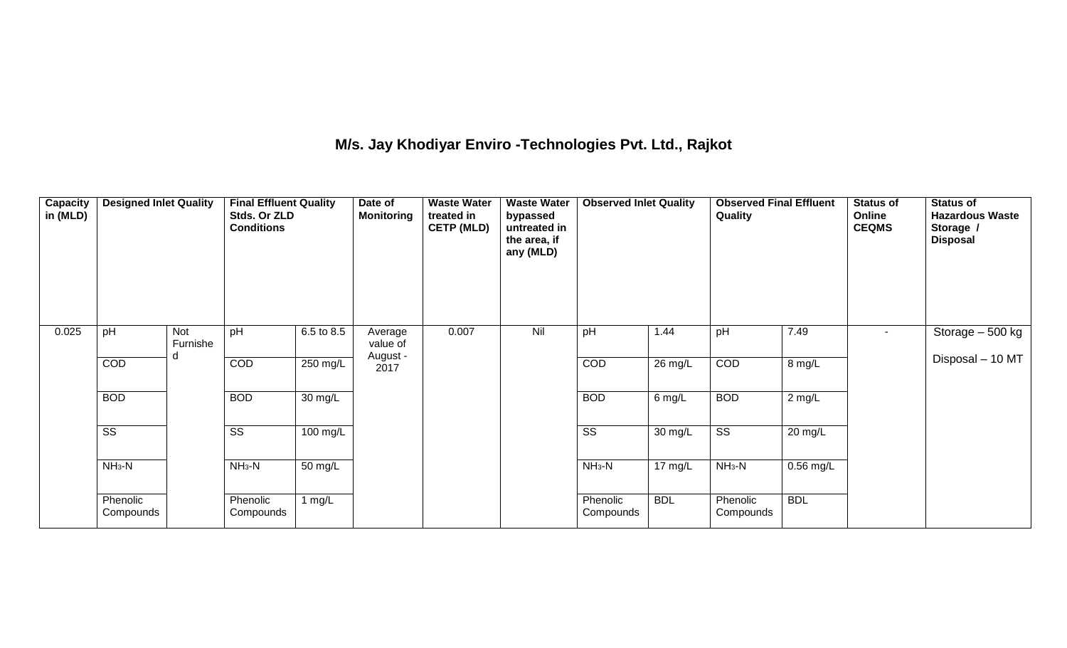## M/s. Jay Khodiyar Enviro -Technologies Pvt. Ltd., Rajkot

| Capacity in (MLD) | Designed Inlet Quality | | Final Effluent Quality Stds. Or ZLD Conditions | | Date of Monitoring | Waste Water treated in CETP (MLD) | Waste Water bypassed untreated in the area, if any (MLD) | Observed Inlet Quality | | Observed Final Effluent Quality | | Status of Online CEQMS | Status of Hazardous Waste Storage / Disposal |
|---|---|---|---|---|---|---|---|---|---|---|---|---|---|
| 0.025 | pH | Not Furnished | pH | 6.5 to 8.5 | Average value of August - 2017 | 0.007 | Nil | pH | 1.44 | pH | 7.49 | - | Storage – 500 kg<br><br>Disposal – 10 MT |
| | COD | | COD | 250 mg/L | | | | COD | 26 mg/L | COD | 8 mg/L | | |
| | BOD | | BOD | 30 mg/L | | | | BOD | 6 mg/L | BOD | 2 mg/L | | |
| | SS | | SS | 100 mg/L | | | | SS | 30 mg/L | SS | 20 mg/L | | |
| | $NH_3$-N | | $NH_3$-N | 50 mg/L | | | | $NH_3$-N | 17 mg/L | $NH_3$-N | 0.56 mg/L | | |
| | Phenolic Compounds | | Phenolic Compounds | 1 mg/L | | | | Phenolic Compounds | BDL | Phenolic Compounds | BDL | | |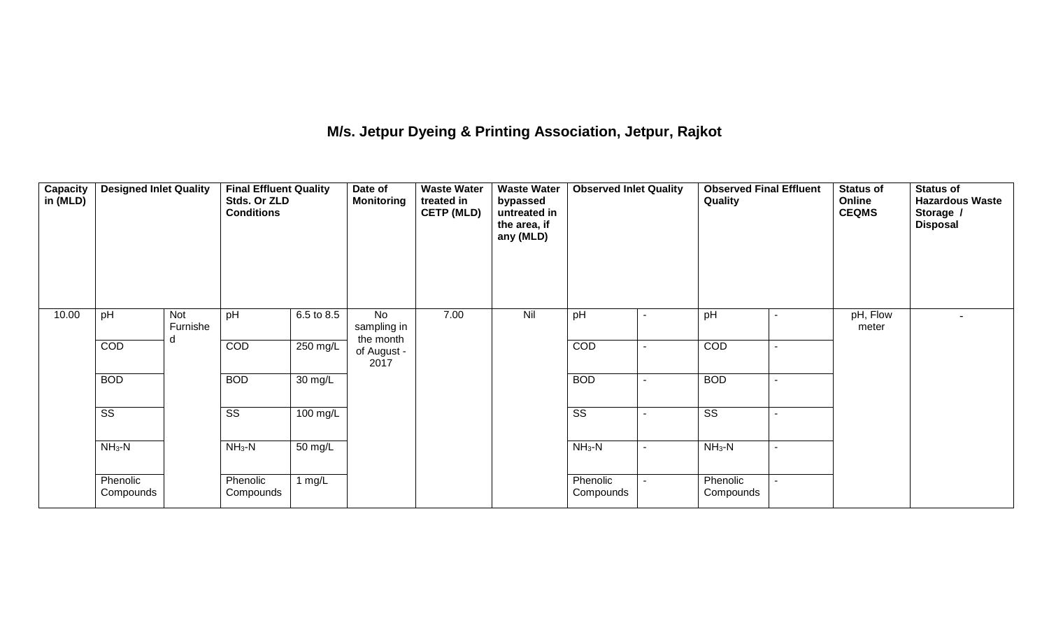# M/s. Jetpur Dyeing & Printing Association, Jetpur, Rajkot

| Capacity in (MLD) | Designed Inlet Quality | | Final Effluent Quality Stds. Or ZLD Conditions | | Date of Monitoring | Waste Water treated in CETP (MLD) | Waste Water bypassed untreated in the area, if any (MLD) | Observed Inlet Quality | | Observed Final Effluent Quality | | Status of Online CEQMS | Status of Hazardous Waste Storage / Disposal |
|---|---|---|---|---|---|---|---|---|---|---|---|---|---|
| 10.00 | pH | Not Furnished | pH | 6.5 to 8.5 | No sampling in the month of August - 2017 | 7.00 | Nil | pH | - | pH | - | pH, Flow meter | - |
| | COD | | COD | 250 mg/L | | | | COD | - | COD | - | | |
| | BOD | | BOD | 30 mg/L | | | | BOD | - | BOD | - | | |
| | SS | | SS | 100 mg/L | | | | SS | - | SS | - | | |
| | $NH_3$-N | | $NH_3$-N | 50 mg/L | | | | $NH_3$-N | - | $NH_3$-N | - | | |
| | Phenolic Compounds | | Phenolic Compounds | 1 mg/L | | | | Phenolic Compounds | - | Phenolic Compounds | - | | |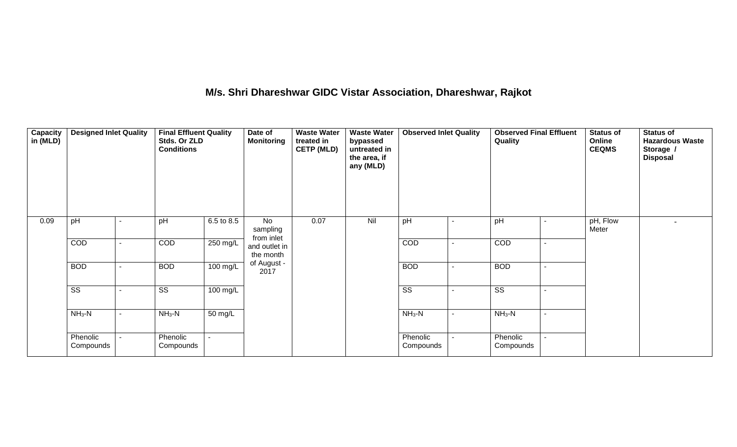## M/s. Shri Dhareshwar GIDC Vistar Association, Dhareshwar, Rajkot

| Capacity in (MLD) | Designed Inlet Quality | | Final Effluent Quality Stds. Or ZLD Conditions | | Date of Monitoring | Waste Water treated in CETP (MLD) | Waste Water bypassed untreated in the area, if any (MLD) | Observed Inlet Quality | | Observed Final Effluent Quality | | Status of Online CEQMS | Status of Hazardous Waste Storage / Disposal |
|---|---|---|---|---|---|---|---|---|---|---|---|---|---|
| 0.09 | pH | - | pH | 6.5 to 8.5 | No sampling from inlet and outlet in the month of August - 2017 | 0.07 | Nil | pH | - | pH | - | pH, Flow Meter | - |
| | COD | - | COD | 250 mg/L | | | | COD | - | COD | - | | |
| | BOD | - | BOD | 100 mg/L | | | | BOD | - | BOD | - | | |
| | SS | - | SS | 100 mg/L | | | | SS | - | SS | - | | |
| | $NH_3$-N | - | $NH_3$-N | 50 mg/L | | | | $NH_3$-N | - | $NH_3$-N | - | | |
| | Phenolic Compounds | - | Phenolic Compounds | - | | | | Phenolic Compounds | - | Phenolic Compounds | - | | |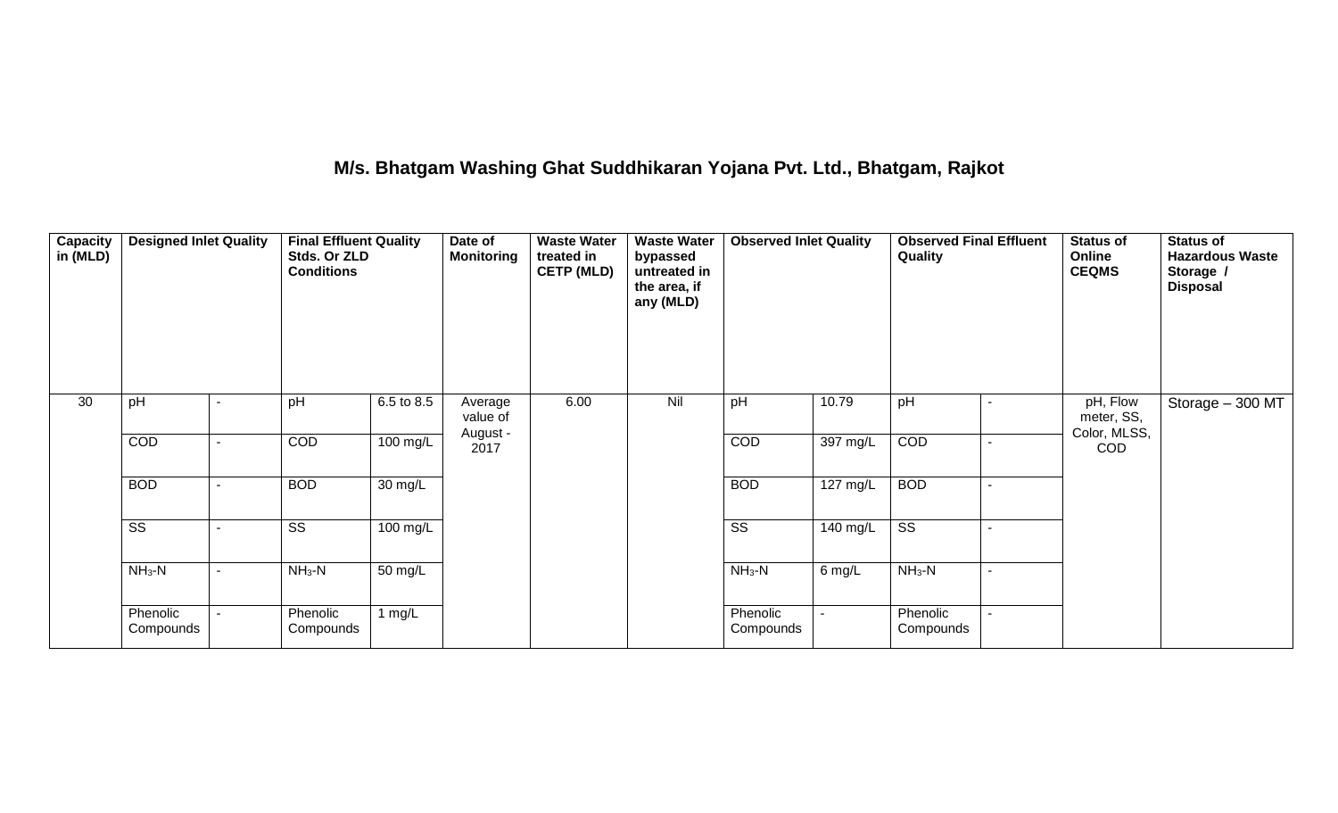## M/s. Bhatgam Washing Ghat Suddhikaran Yojana Pvt. Ltd., Bhatgam, Rajkot

| Capacity in (MLD) | Designed Inlet Quality | | Final Effluent Quality Stds. Or ZLD Conditions | | Date of Monitoring | Waste Water treated in CETP (MLD) | Waste Water bypassed untreated in the area, if any (MLD) | Observed Inlet Quality | | Observed Final Effluent Quality | | Status of Online CEQMS | Status of Hazardous Waste Storage / Disposal |
|---|---|---|---|---|---|---|---|---|---|---|---|---|---|
| 30 | pH | - | pH | 6.5 to 8.5 | Average value of August - 2017 | 6.00 | Nil | pH | 10.79 | pH | - | pH, Flow meter, SS, Color, MLSS, COD | Storage – 300 MT |
| | COD | - | COD | 100 mg/L | | | | COD | 397 mg/L | COD | - | | |
| | BOD | - | BOD | 30 mg/L | | | | BOD | 127 mg/L | BOD | - | | |
| | SS | - | SS | 100 mg/L | | | | SS | 140 mg/L | SS | - | | |
| | $NH_3$-N | - | $NH_3$-N | 50 mg/L | | | | $NH_3$-N | 6 mg/L | $NH_3$-N | - | | |
| | Phenolic Compounds | - | Phenolic Compounds | 1 mg/L | | | | Phenolic Compounds | - | Phenolic Compounds | - | | |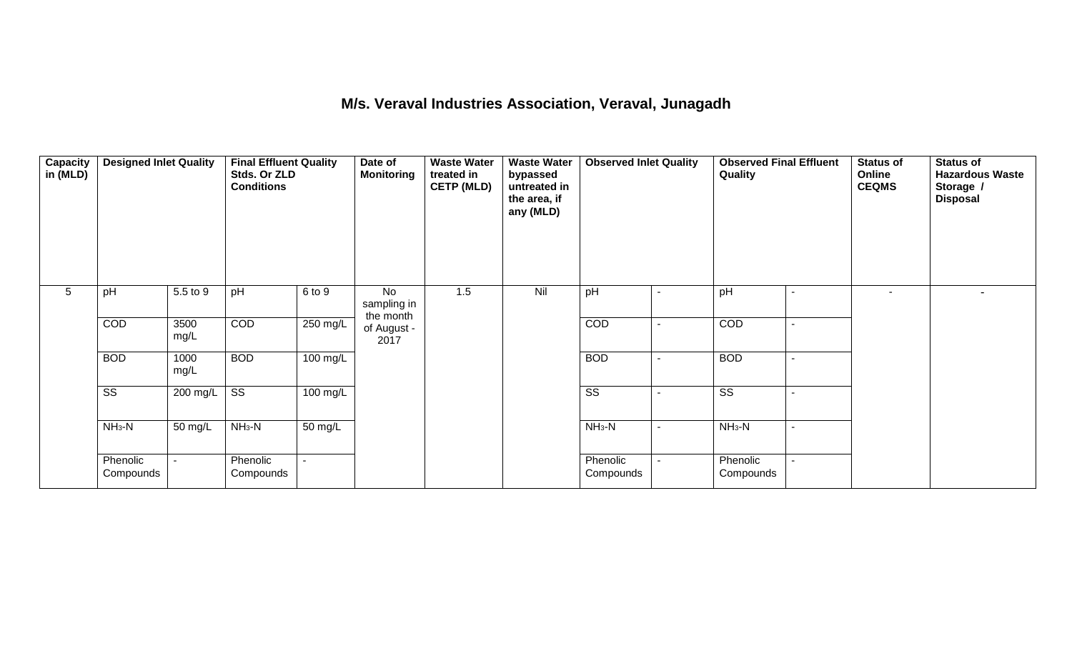# M/s. Veraval Industries Association, Veraval, Junagadh

| Capacity in (MLD) | Designed Inlet Quality | | Final Effluent Quality Stds. Or ZLD Conditions | | Date of Monitoring | Waste Water treated in CETP (MLD) | Waste Water bypassed untreated in the area, if any (MLD) | Observed Inlet Quality | | Observed Final Effluent Quality | | Status of Online CEQMS | Status of Hazardous Waste Storage / Disposal |
|---|---|---|---|---|---|---|---|---|---|---|---|---|---|
| 5 | pH | 5.5 to 9 | pH | 6 to 9 | No sampling in the month of August - 2017 | 1.5 | Nil | pH | - | pH | - | - | - |
| | COD | 3500 mg/L | COD | 250 mg/L | | | | COD | - | COD | - | | |
| | BOD | 1000 mg/L | BOD | 100 mg/L | | | | BOD | - | BOD | - | | |
| | SS | 200 mg/L | SS | 100 mg/L | | | | SS | - | SS | - | | |
| | $NH_3$-N | 50 mg/L | $NH_3$-N | 50 mg/L | | | | $NH_3$-N | - | $NH_3$-N | - | | |
| | Phenolic Compounds | - | Phenolic Compounds | - | | | | Phenolic Compounds | - | Phenolic Compounds | - | | |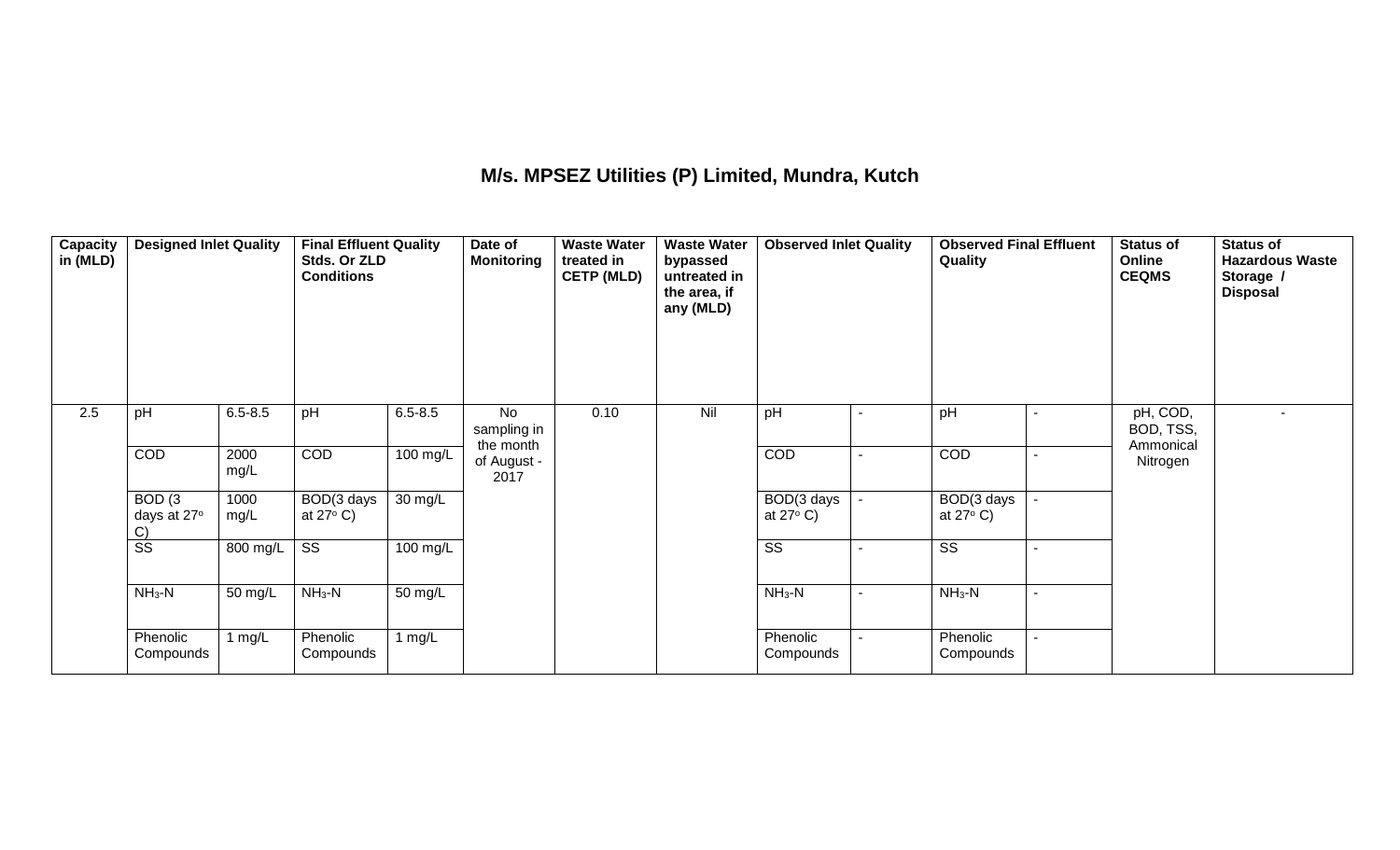## M/s. MPSEZ Utilities (P) Limited, Mundra, Kutch

| Capacity in (MLD) | Designed Inlet Quality | | Final Effluent Quality Stds. Or ZLD Conditions | | Date of Monitoring | Waste Water treated in CETP (MLD) | Waste Water bypassed untreated in the area, if any (MLD) | Observed Inlet Quality | | Observed Final Effluent Quality | | Status of Online CEQMS | Status of Hazardous Waste Storage / Disposal |
|---|---|---|---|---|---|---|---|---|---|---|---|---|---|
| 2.5 | pH | 6.5-8.5 | pH | 6.5-8.5 | No sampling in the month of August - 2017 | 0.10 | Nil | pH | - | pH | - | pH, COD, BOD, TSS, Ammonical Nitrogen | - |
| | COD | 2000 mg/L | COD | 100 mg/L | | | | COD | - | COD | - | | |
| | BOD (3 days at 27° C) | 1000 mg/L | BOD(3 days at 27° C) | 30 mg/L | | | | BOD(3 days at 27° C) | - | BOD(3 days at 27° C) | - | | |
| | SS | 800 mg/L | SS | 100 mg/L | | | | SS | - | SS | - | | |
| | $NH_3$-N | 50 mg/L | $NH_3$-N | 50 mg/L | | | | $NH_3$-N | - | $NH_3$-N | - | | |
| | Phenolic Compounds | 1 mg/L | Phenolic Compounds | 1 mg/L | | | | Phenolic Compounds | - | Phenolic Compounds | - | | |